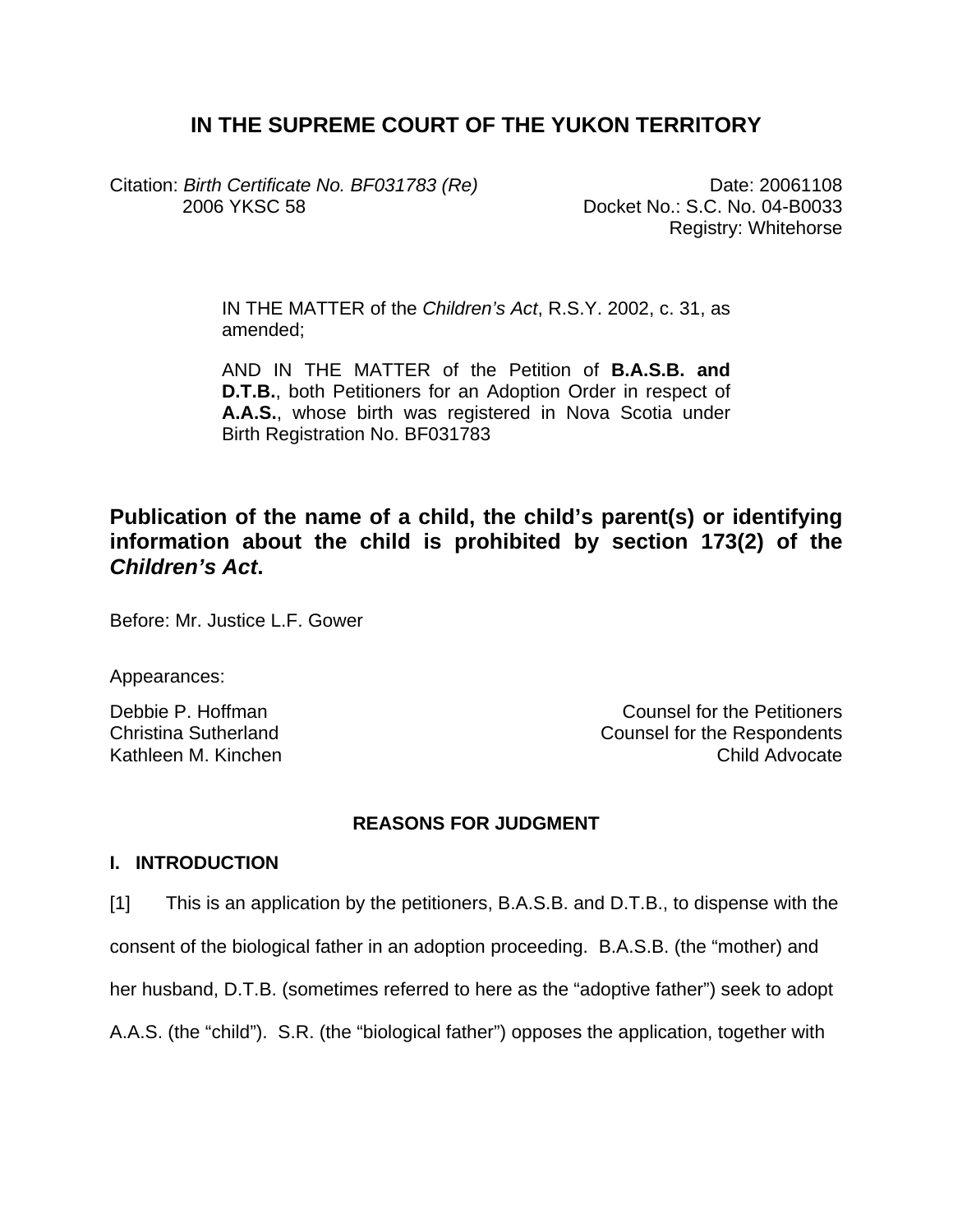# IN THE SUPREME COURT OF THE YUKON TERRITORY

Citation: *Birth Certificate No. BF031783 (Re)* 2006 YKSC 58

Date: 20061108
Docket No.: S.C. No. 04-B0033
Registry: Whitehorse

IN THE MATTER of the *Children's Act*, R.S.Y. 2002, c. 31, as amended;

AND IN THE MATTER of the Petition of **B.A.S.B. and D.T.B.**, both Petitioners for an Adoption Order in respect of **A.A.S.**, whose birth was registered in Nova Scotia under Birth Registration No. BF031783

## Publication of the name of a child, the child's parent(s) or identifying information about the child is prohibited by section 173(2) of the *Children's Act*.

Before: Mr. Justice L.F. Gower

Appearances:

Debbie P. Hoffman — Counsel for the Petitioners
Christina Sutherland — Counsel for the Respondents
Kathleen M. Kinchen — Child Advocate

### REASONS FOR JUDGMENT

### I. INTRODUCTION

[1] This is an application by the petitioners, B.A.S.B. and D.T.B., to dispense with the consent of the biological father in an adoption proceeding. B.A.S.B. (the "mother) and her husband, D.T.B. (sometimes referred to here as the "adoptive father") seek to adopt A.A.S. (the "child"). S.R. (the "biological father") opposes the application, together with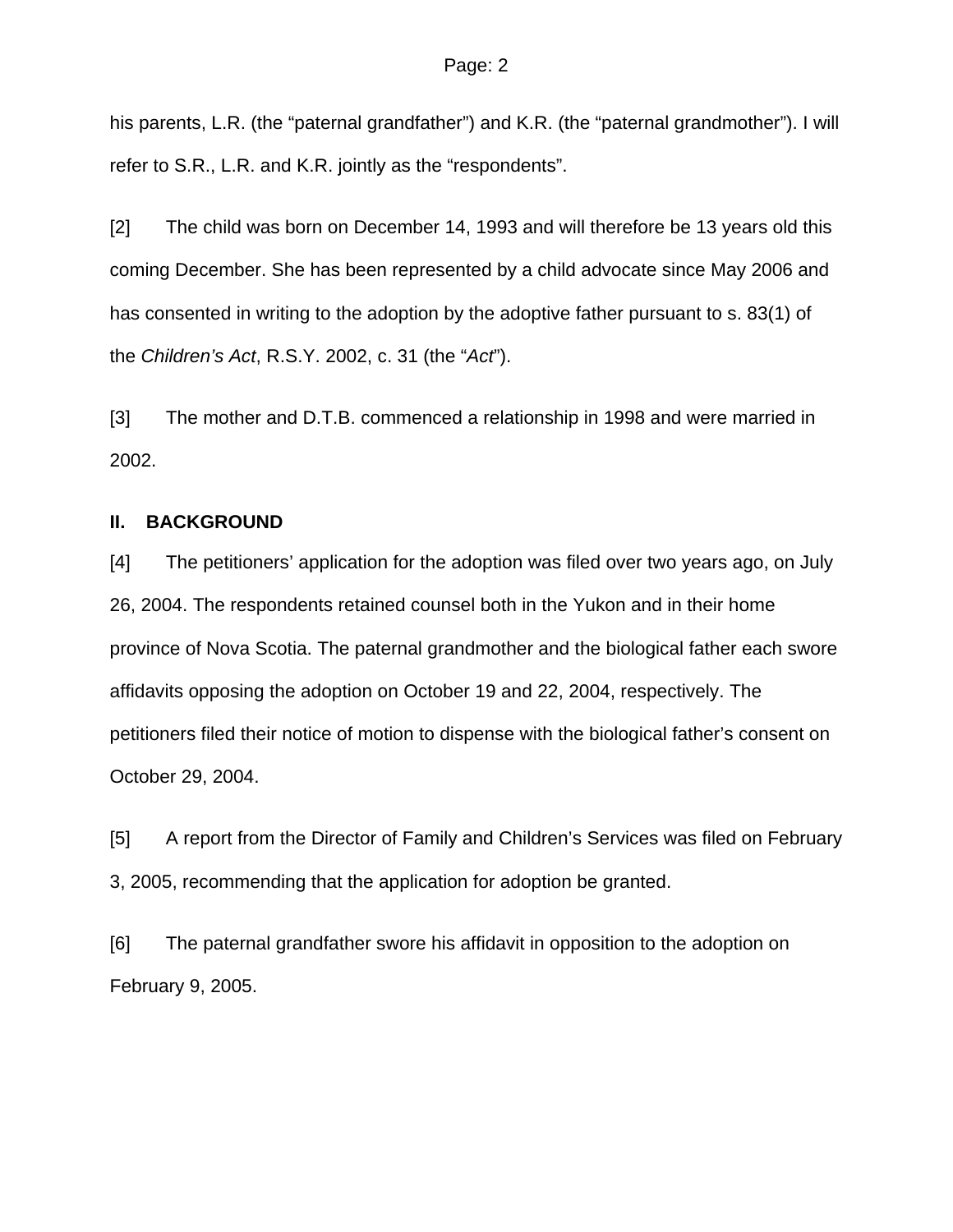his parents, L.R. (the “paternal grandfather”) and K.R. (the “paternal grandmother”). I will refer to S.R., L.R. and K.R. jointly as the “respondents”.

[2] The child was born on December 14, 1993 and will therefore be 13 years old this coming December. She has been represented by a child advocate since May 2006 and has consented in writing to the adoption by the adoptive father pursuant to s. 83(1) of the *Children’s Act*, R.S.Y. 2002, c. 31 (the “*Act*”).

[3] The mother and D.T.B. commenced a relationship in 1998 and were married in 2002.

## II. BACKGROUND

[4] The petitioners’ application for the adoption was filed over two years ago, on July 26, 2004. The respondents retained counsel both in the Yukon and in their home province of Nova Scotia. The paternal grandmother and the biological father each swore affidavits opposing the adoption on October 19 and 22, 2004, respectively. The petitioners filed their notice of motion to dispense with the biological father’s consent on October 29, 2004.

[5] A report from the Director of Family and Children’s Services was filed on February 3, 2005, recommending that the application for adoption be granted.

[6] The paternal grandfather swore his affidavit in opposition to the adoption on February 9, 2005.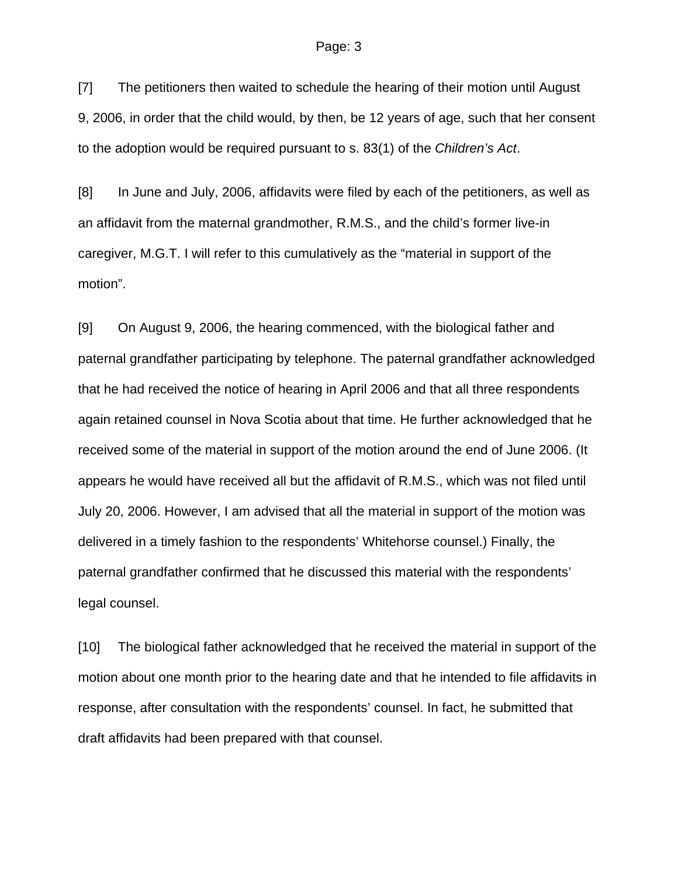[7] The petitioners then waited to schedule the hearing of their motion until August 9, 2006, in order that the child would, by then, be 12 years of age, such that her consent to the adoption would be required pursuant to s. 83(1) of the *Children's Act*.

[8] In June and July, 2006, affidavits were filed by each of the petitioners, as well as an affidavit from the maternal grandmother, R.M.S., and the child's former live-in caregiver, M.G.T. I will refer to this cumulatively as the "material in support of the motion".

[9] On August 9, 2006, the hearing commenced, with the biological father and paternal grandfather participating by telephone. The paternal grandfather acknowledged that he had received the notice of hearing in April 2006 and that all three respondents again retained counsel in Nova Scotia about that time. He further acknowledged that he received some of the material in support of the motion around the end of June 2006. (It appears he would have received all but the affidavit of R.M.S., which was not filed until July 20, 2006. However, I am advised that all the material in support of the motion was delivered in a timely fashion to the respondents' Whitehorse counsel.) Finally, the paternal grandfather confirmed that he discussed this material with the respondents' legal counsel.

[10] The biological father acknowledged that he received the material in support of the motion about one month prior to the hearing date and that he intended to file affidavits in response, after consultation with the respondents' counsel. In fact, he submitted that draft affidavits had been prepared with that counsel.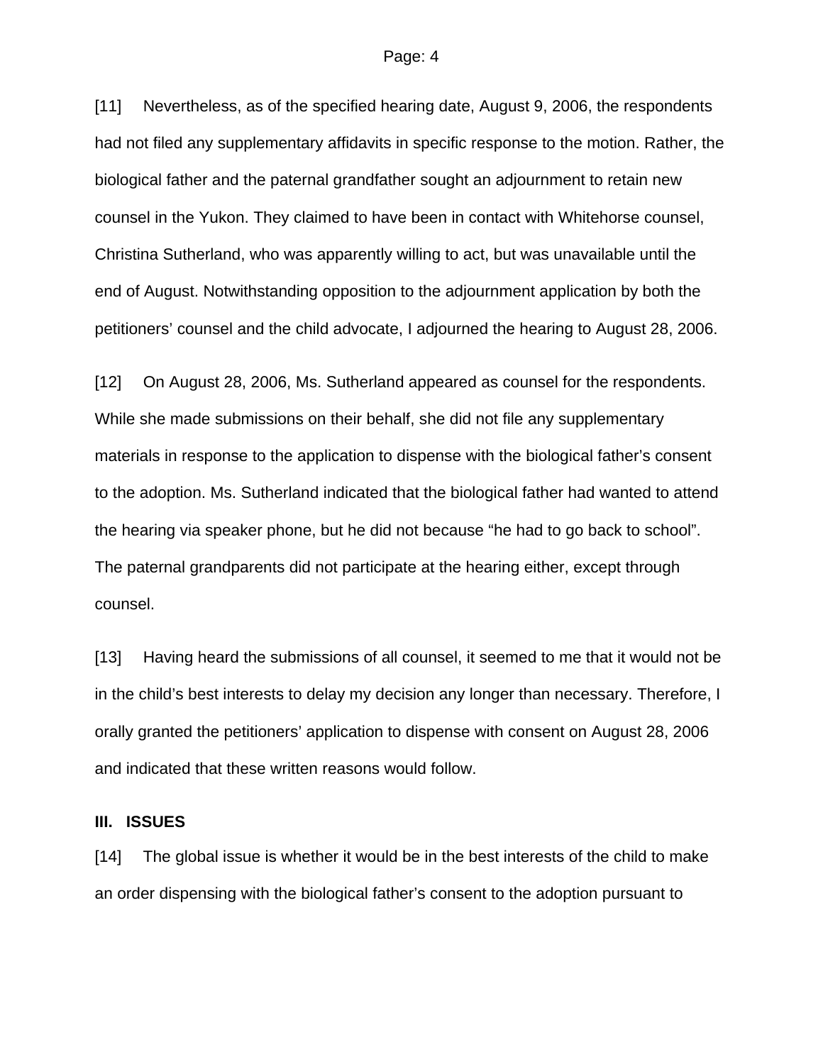[11] Nevertheless, as of the specified hearing date, August 9, 2006, the respondents had not filed any supplementary affidavits in specific response to the motion. Rather, the biological father and the paternal grandfather sought an adjournment to retain new counsel in the Yukon. They claimed to have been in contact with Whitehorse counsel, Christina Sutherland, who was apparently willing to act, but was unavailable until the end of August. Notwithstanding opposition to the adjournment application by both the petitioners' counsel and the child advocate, I adjourned the hearing to August 28, 2006.

[12] On August 28, 2006, Ms. Sutherland appeared as counsel for the respondents. While she made submissions on their behalf, she did not file any supplementary materials in response to the application to dispense with the biological father's consent to the adoption. Ms. Sutherland indicated that the biological father had wanted to attend the hearing via speaker phone, but he did not because "he had to go back to school". The paternal grandparents did not participate at the hearing either, except through counsel.

[13] Having heard the submissions of all counsel, it seemed to me that it would not be in the child's best interests to delay my decision any longer than necessary. Therefore, I orally granted the petitioners' application to dispense with consent on August 28, 2006 and indicated that these written reasons would follow.

## III. ISSUES

[14] The global issue is whether it would be in the best interests of the child to make an order dispensing with the biological father's consent to the adoption pursuant to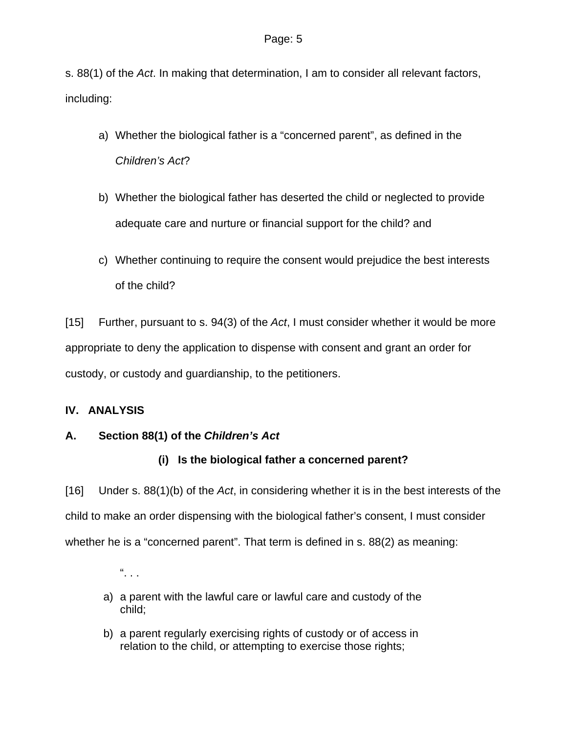s. 88(1) of the *Act*. In making that determination, I am to consider all relevant factors, including:

a) Whether the biological father is a "concerned parent", as defined in the *Children's Act*?

b) Whether the biological father has deserted the child or neglected to provide adequate care and nurture or financial support for the child? and

c) Whether continuing to require the consent would prejudice the best interests of the child?

[15] Further, pursuant to s. 94(3) of the *Act*, I must consider whether it would be more appropriate to deny the application to dispense with consent and grant an order for custody, or custody and guardianship, to the petitioners.

## IV. ANALYSIS

### A. Section 88(1) of the *Children's Act*

#### (i) Is the biological father a concerned parent?

[16] Under s. 88(1)(b) of the *Act*, in considering whether it is in the best interests of the child to make an order dispensing with the biological father's consent, I must consider whether he is a "concerned parent". That term is defined in s. 88(2) as meaning:

> ". . .
>
> a) a parent with the lawful care or lawful care and custody of the child;
>
> b) a parent regularly exercising rights of custody or of access in relation to the child, or attempting to exercise those rights;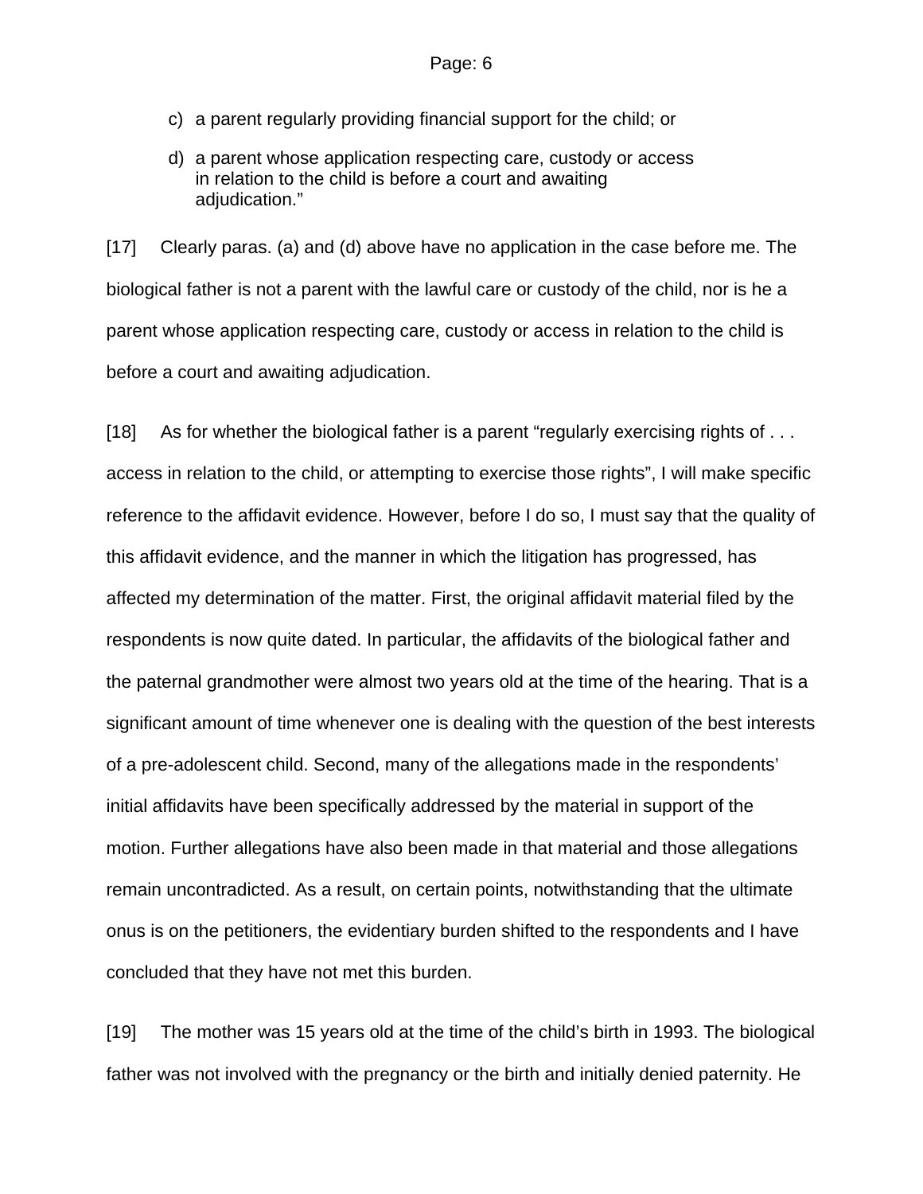c) a parent regularly providing financial support for the child; or

d) a parent whose application respecting care, custody or access in relation to the child is before a court and awaiting adjudication."

[17] Clearly paras. (a) and (d) above have no application in the case before me. The biological father is not a parent with the lawful care or custody of the child, nor is he a parent whose application respecting care, custody or access in relation to the child is before a court and awaiting adjudication.

[18] As for whether the biological father is a parent "regularly exercising rights of . . . access in relation to the child, or attempting to exercise those rights", I will make specific reference to the affidavit evidence. However, before I do so, I must say that the quality of this affidavit evidence, and the manner in which the litigation has progressed, has affected my determination of the matter. First, the original affidavit material filed by the respondents is now quite dated. In particular, the affidavits of the biological father and the paternal grandmother were almost two years old at the time of the hearing. That is a significant amount of time whenever one is dealing with the question of the best interests of a pre-adolescent child. Second, many of the allegations made in the respondents' initial affidavits have been specifically addressed by the material in support of the motion. Further allegations have also been made in that material and those allegations remain uncontradicted. As a result, on certain points, notwithstanding that the ultimate onus is on the petitioners, the evidentiary burden shifted to the respondents and I have concluded that they have not met this burden.

[19] The mother was 15 years old at the time of the child's birth in 1993. The biological father was not involved with the pregnancy or the birth and initially denied paternity. He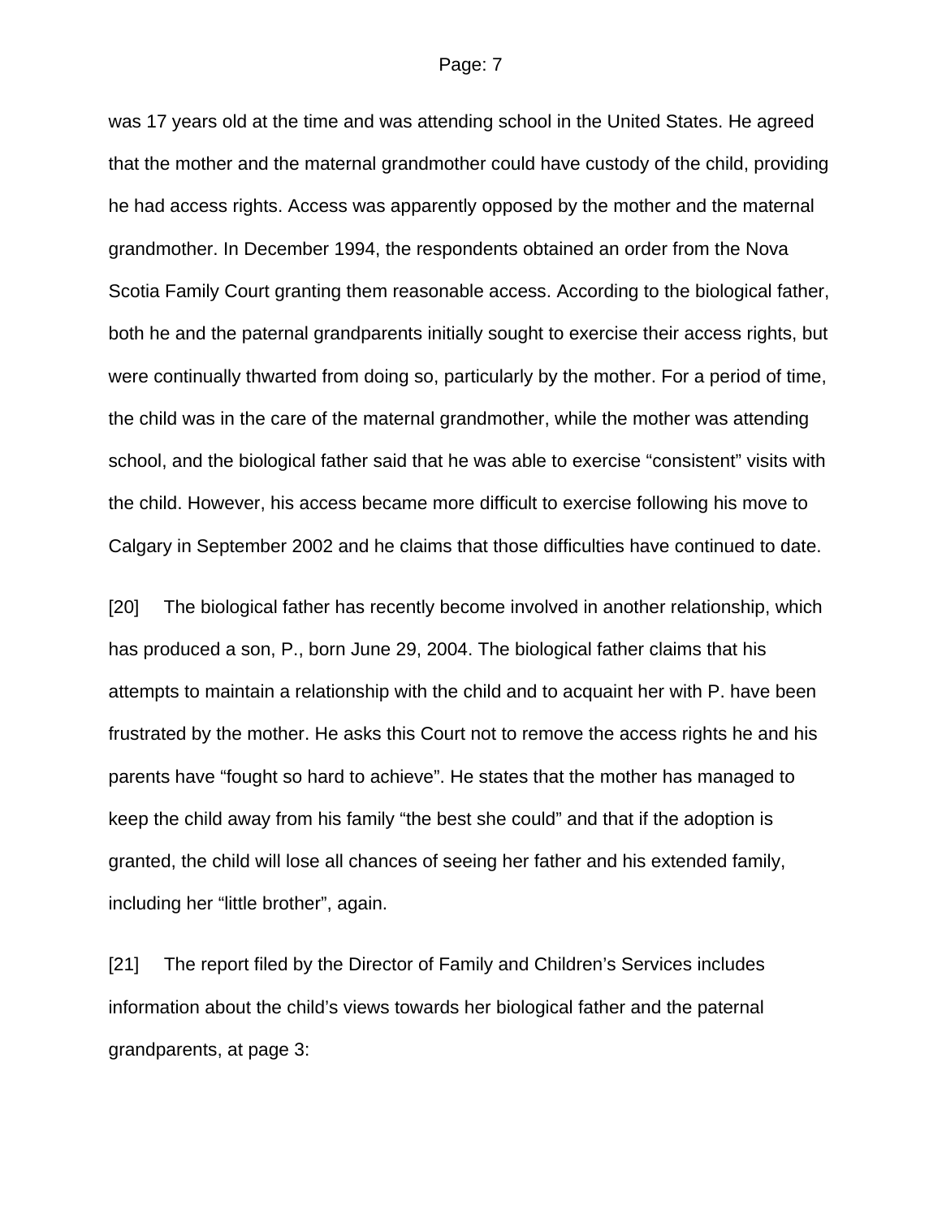was 17 years old at the time and was attending school in the United States. He agreed that the mother and the maternal grandmother could have custody of the child, providing he had access rights. Access was apparently opposed by the mother and the maternal grandmother. In December 1994, the respondents obtained an order from the Nova Scotia Family Court granting them reasonable access. According to the biological father, both he and the paternal grandparents initially sought to exercise their access rights, but were continually thwarted from doing so, particularly by the mother. For a period of time, the child was in the care of the maternal grandmother, while the mother was attending school, and the biological father said that he was able to exercise "consistent" visits with the child. However, his access became more difficult to exercise following his move to Calgary in September 2002 and he claims that those difficulties have continued to date.

[20] The biological father has recently become involved in another relationship, which has produced a son, P., born June 29, 2004. The biological father claims that his attempts to maintain a relationship with the child and to acquaint her with P. have been frustrated by the mother. He asks this Court not to remove the access rights he and his parents have "fought so hard to achieve". He states that the mother has managed to keep the child away from his family "the best she could" and that if the adoption is granted, the child will lose all chances of seeing her father and his extended family, including her "little brother", again.

[21] The report filed by the Director of Family and Children's Services includes information about the child's views towards her biological father and the paternal grandparents, at page 3: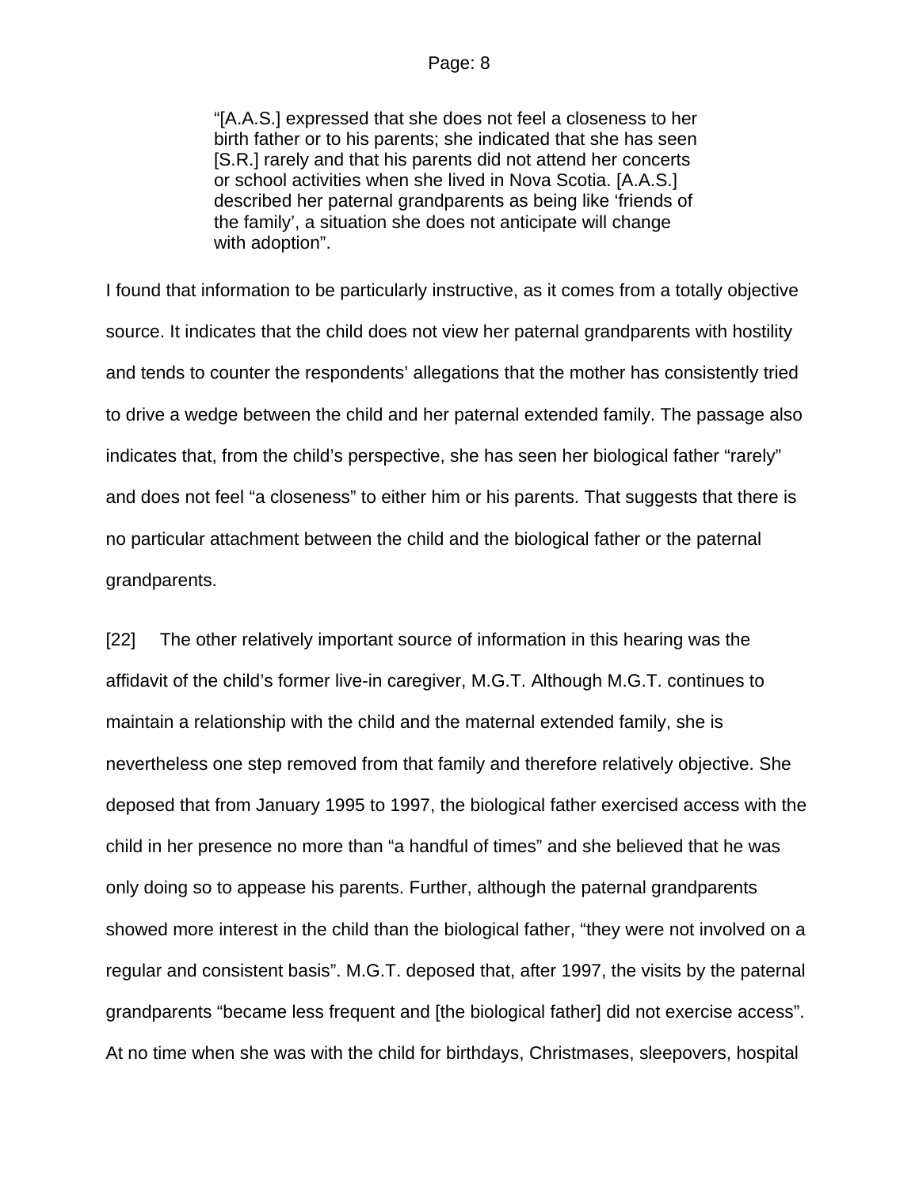> "[A.A.S.] expressed that she does not feel a closeness to her birth father or to his parents; she indicated that she has seen [S.R.] rarely and that his parents did not attend her concerts or school activities when she lived in Nova Scotia. [A.A.S.] described her paternal grandparents as being like 'friends of the family', a situation she does not anticipate will change with adoption".

I found that information to be particularly instructive, as it comes from a totally objective source. It indicates that the child does not view her paternal grandparents with hostility and tends to counter the respondents' allegations that the mother has consistently tried to drive a wedge between the child and her paternal extended family. The passage also indicates that, from the child's perspective, she has seen her biological father "rarely" and does not feel "a closeness" to either him or his parents. That suggests that there is no particular attachment between the child and the biological father or the paternal grandparents.

[22] The other relatively important source of information in this hearing was the affidavit of the child's former live-in caregiver, M.G.T. Although M.G.T. continues to maintain a relationship with the child and the maternal extended family, she is nevertheless one step removed from that family and therefore relatively objective. She deposed that from January 1995 to 1997, the biological father exercised access with the child in her presence no more than "a handful of times" and she believed that he was only doing so to appease his parents. Further, although the paternal grandparents showed more interest in the child than the biological father, "they were not involved on a regular and consistent basis". M.G.T. deposed that, after 1997, the visits by the paternal grandparents "became less frequent and [the biological father] did not exercise access". At no time when she was with the child for birthdays, Christmases, sleepovers, hospital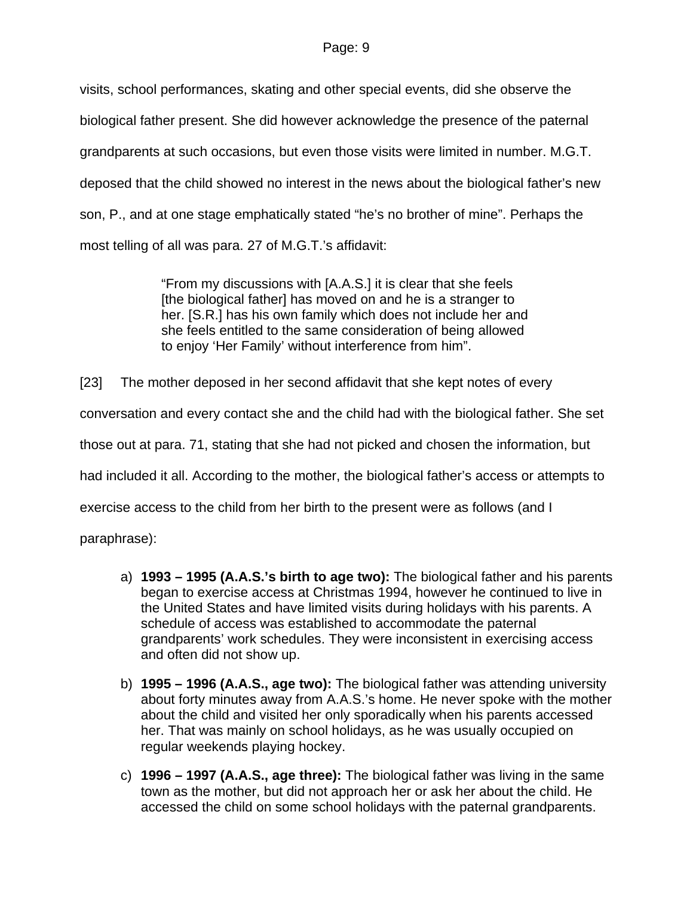visits, school performances, skating and other special events, did she observe the biological father present. She did however acknowledge the presence of the paternal grandparents at such occasions, but even those visits were limited in number. M.G.T. deposed that the child showed no interest in the news about the biological father's new son, P., and at one stage emphatically stated "he's no brother of mine". Perhaps the most telling of all was para. 27 of M.G.T.'s affidavit:

> "From my discussions with [A.A.S.] it is clear that she feels [the biological father] has moved on and he is a stranger to her. [S.R.] has his own family which does not include her and she feels entitled to the same consideration of being allowed to enjoy 'Her Family' without interference from him".

[23] The mother deposed in her second affidavit that she kept notes of every conversation and every contact she and the child had with the biological father. She set those out at para. 71, stating that she had not picked and chosen the information, but had included it all. According to the mother, the biological father's access or attempts to exercise access to the child from her birth to the present were as follows (and I paraphrase):

a) **1993 – 1995 (A.A.S.'s birth to age two):** The biological father and his parents began to exercise access at Christmas 1994, however he continued to live in the United States and have limited visits during holidays with his parents. A schedule of access was established to accommodate the paternal grandparents' work schedules. They were inconsistent in exercising access and often did not show up.

b) **1995 – 1996 (A.A.S., age two):** The biological father was attending university about forty minutes away from A.A.S.'s home. He never spoke with the mother about the child and visited her only sporadically when his parents accessed her. That was mainly on school holidays, as he was usually occupied on regular weekends playing hockey.

c) **1996 – 1997 (A.A.S., age three):** The biological father was living in the same town as the mother, but did not approach her or ask her about the child. He accessed the child on some school holidays with the paternal grandparents.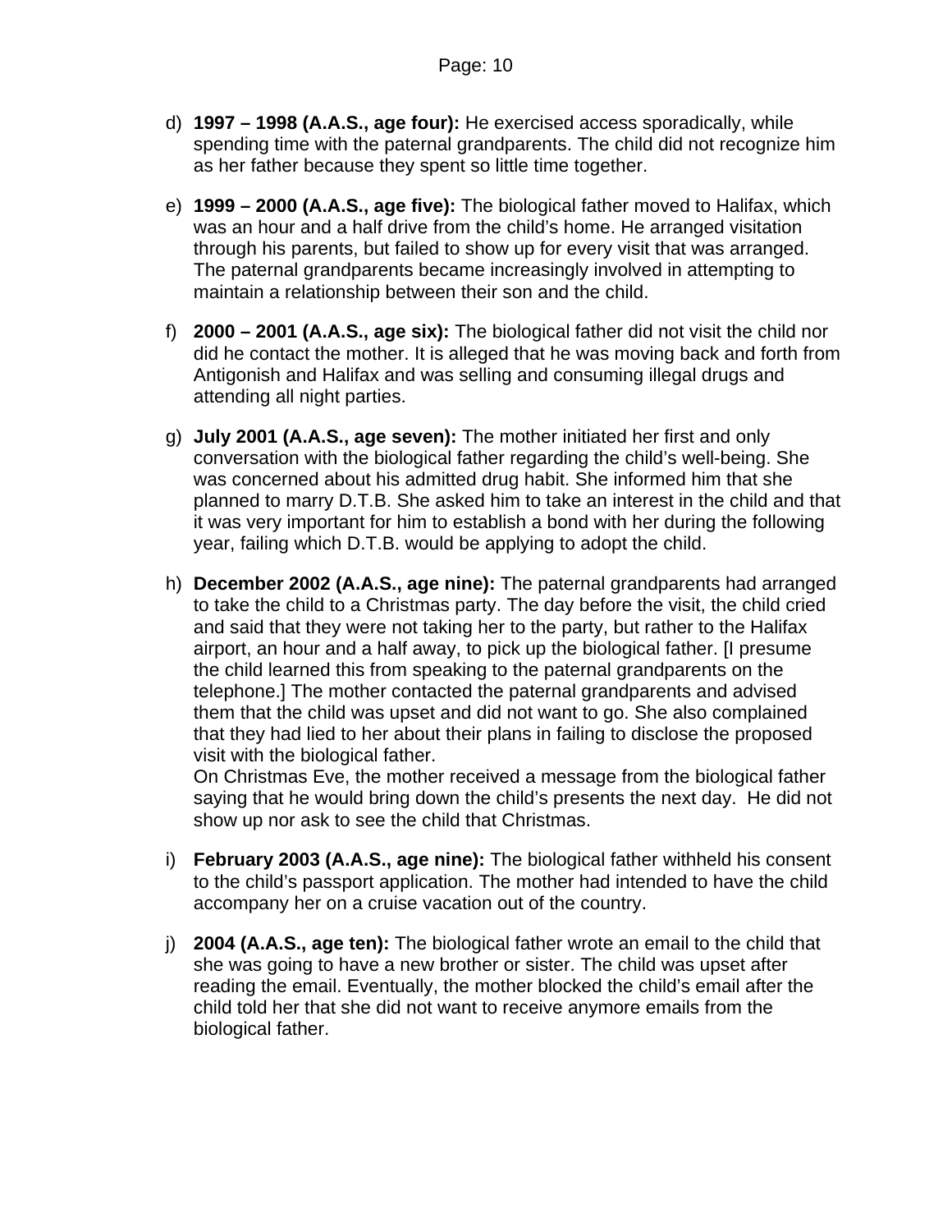d) **1997 – 1998 (A.A.S., age four):** He exercised access sporadically, while spending time with the paternal grandparents. The child did not recognize him as her father because they spent so little time together.

e) **1999 – 2000 (A.A.S., age five):** The biological father moved to Halifax, which was an hour and a half drive from the child's home. He arranged visitation through his parents, but failed to show up for every visit that was arranged. The paternal grandparents became increasingly involved in attempting to maintain a relationship between their son and the child.

f) **2000 – 2001 (A.A.S., age six):** The biological father did not visit the child nor did he contact the mother. It is alleged that he was moving back and forth from Antigonish and Halifax and was selling and consuming illegal drugs and attending all night parties.

g) **July 2001 (A.A.S., age seven):** The mother initiated her first and only conversation with the biological father regarding the child's well-being. She was concerned about his admitted drug habit. She informed him that she planned to marry D.T.B. She asked him to take an interest in the child and that it was very important for him to establish a bond with her during the following year, failing which D.T.B. would be applying to adopt the child.

h) **December 2002 (A.A.S., age nine):** The paternal grandparents had arranged to take the child to a Christmas party. The day before the visit, the child cried and said that they were not taking her to the party, but rather to the Halifax airport, an hour and a half away, to pick up the biological father. [I presume the child learned this from speaking to the paternal grandparents on the telephone.] The mother contacted the paternal grandparents and advised them that the child was upset and did not want to go. She also complained that they had lied to her about their plans in failing to disclose the proposed visit with the biological father.
On Christmas Eve, the mother received a message from the biological father saying that he would bring down the child's presents the next day. He did not show up nor ask to see the child that Christmas.

i) **February 2003 (A.A.S., age nine):** The biological father withheld his consent to the child's passport application. The mother had intended to have the child accompany her on a cruise vacation out of the country.

j) **2004 (A.A.S., age ten):** The biological father wrote an email to the child that she was going to have a new brother or sister. The child was upset after reading the email. Eventually, the mother blocked the child's email after the child told her that she did not want to receive anymore emails from the biological father.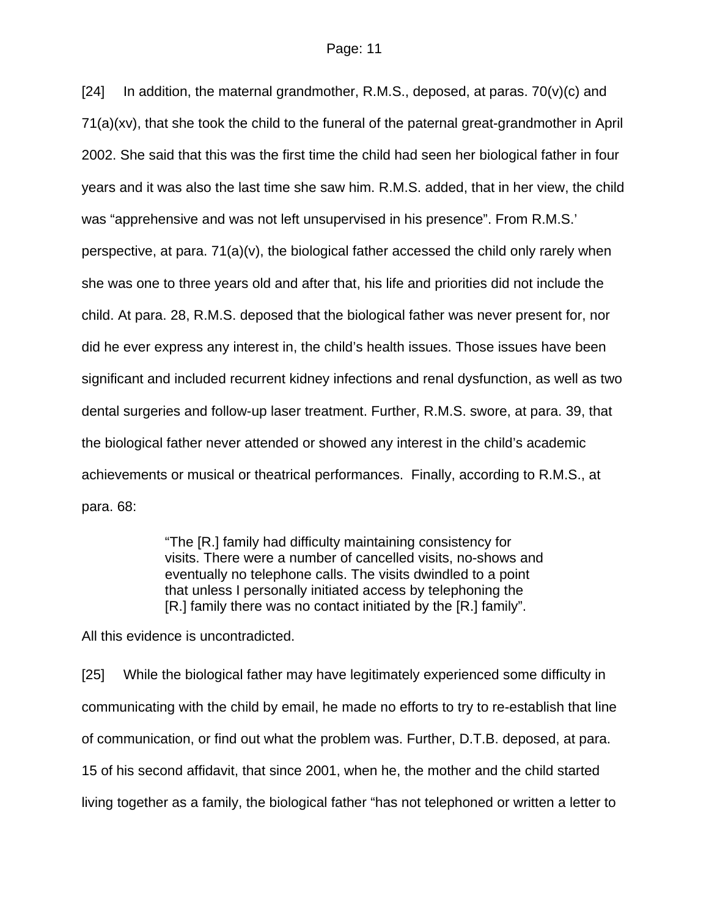[24] In addition, the maternal grandmother, R.M.S., deposed, at paras. 70(v)(c) and 71(a)(xv), that she took the child to the funeral of the paternal great-grandmother in April 2002. She said that this was the first time the child had seen her biological father in four years and it was also the last time she saw him. R.M.S. added, that in her view, the child was "apprehensive and was not left unsupervised in his presence". From R.M.S.' perspective, at para. 71(a)(v), the biological father accessed the child only rarely when she was one to three years old and after that, his life and priorities did not include the child. At para. 28, R.M.S. deposed that the biological father was never present for, nor did he ever express any interest in, the child's health issues. Those issues have been significant and included recurrent kidney infections and renal dysfunction, as well as two dental surgeries and follow-up laser treatment. Further, R.M.S. swore, at para. 39, that the biological father never attended or showed any interest in the child's academic achievements or musical or theatrical performances. Finally, according to R.M.S., at para. 68:

> "The [R.] family had difficulty maintaining consistency for visits. There were a number of cancelled visits, no-shows and eventually no telephone calls. The visits dwindled to a point that unless I personally initiated access by telephoning the [R.] family there was no contact initiated by the [R.] family".

All this evidence is uncontradicted.

[25] While the biological father may have legitimately experienced some difficulty in communicating with the child by email, he made no efforts to try to re-establish that line of communication, or find out what the problem was. Further, D.T.B. deposed, at para. 15 of his second affidavit, that since 2001, when he, the mother and the child started living together as a family, the biological father "has not telephoned or written a letter to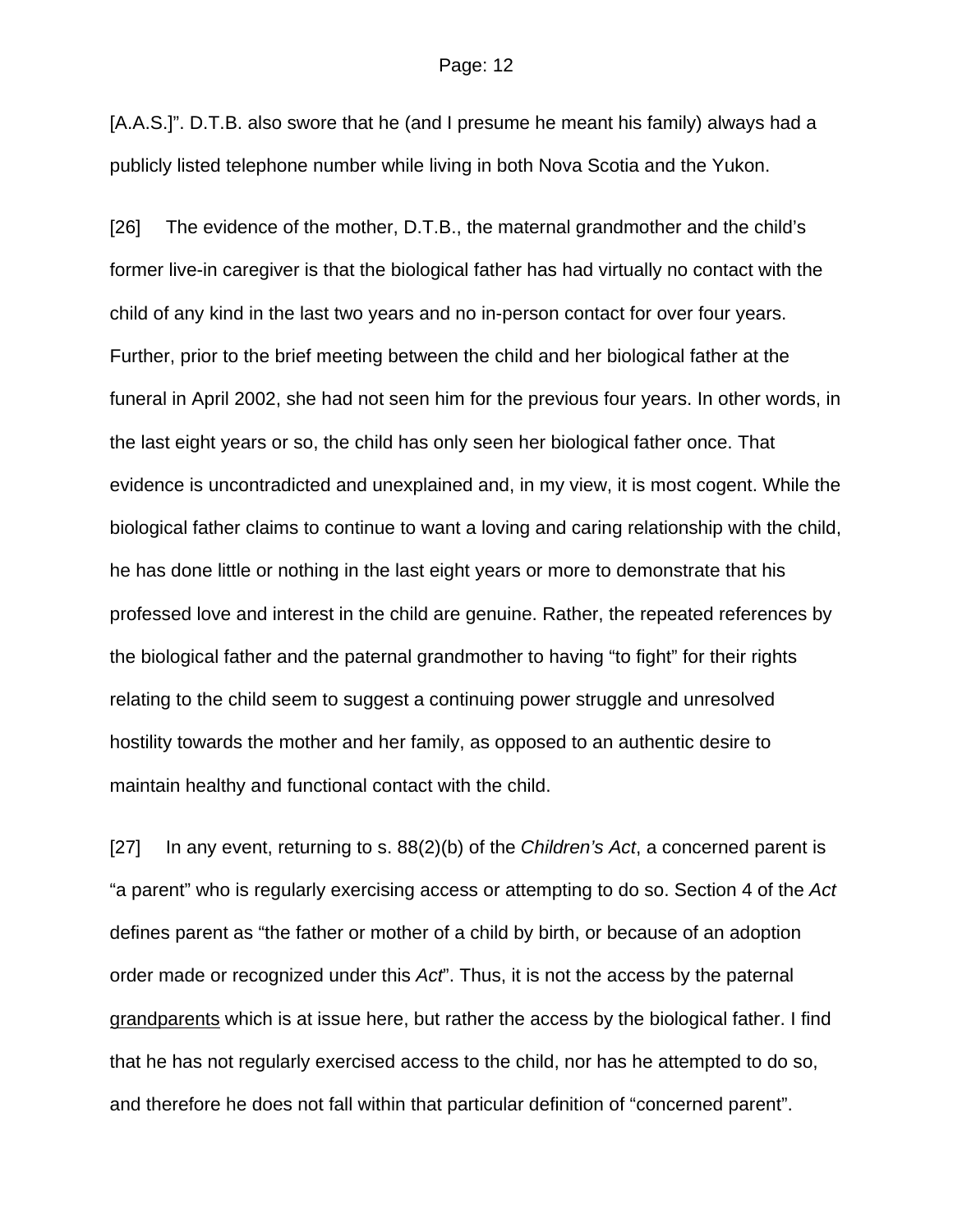[A.A.S.]". D.T.B. also swore that he (and I presume he meant his family) always had a publicly listed telephone number while living in both Nova Scotia and the Yukon.

[26] The evidence of the mother, D.T.B., the maternal grandmother and the child's former live-in caregiver is that the biological father has had virtually no contact with the child of any kind in the last two years and no in-person contact for over four years. Further, prior to the brief meeting between the child and her biological father at the funeral in April 2002, she had not seen him for the previous four years. In other words, in the last eight years or so, the child has only seen her biological father once. That evidence is uncontradicted and unexplained and, in my view, it is most cogent. While the biological father claims to continue to want a loving and caring relationship with the child, he has done little or nothing in the last eight years or more to demonstrate that his professed love and interest in the child are genuine. Rather, the repeated references by the biological father and the paternal grandmother to having "to fight" for their rights relating to the child seem to suggest a continuing power struggle and unresolved hostility towards the mother and her family, as opposed to an authentic desire to maintain healthy and functional contact with the child.

[27] In any event, returning to s. 88(2)(b) of the *Children's Act*, a concerned parent is "a parent" who is regularly exercising access or attempting to do so. Section 4 of the *Act* defines parent as "the father or mother of a child by birth, or because of an adoption order made or recognized under this *Act*". Thus, it is not the access by the paternal <u>grandparents</u> which is at issue here, but rather the access by the biological father. I find that he has not regularly exercised access to the child, nor has he attempted to do so, and therefore he does not fall within that particular definition of "concerned parent".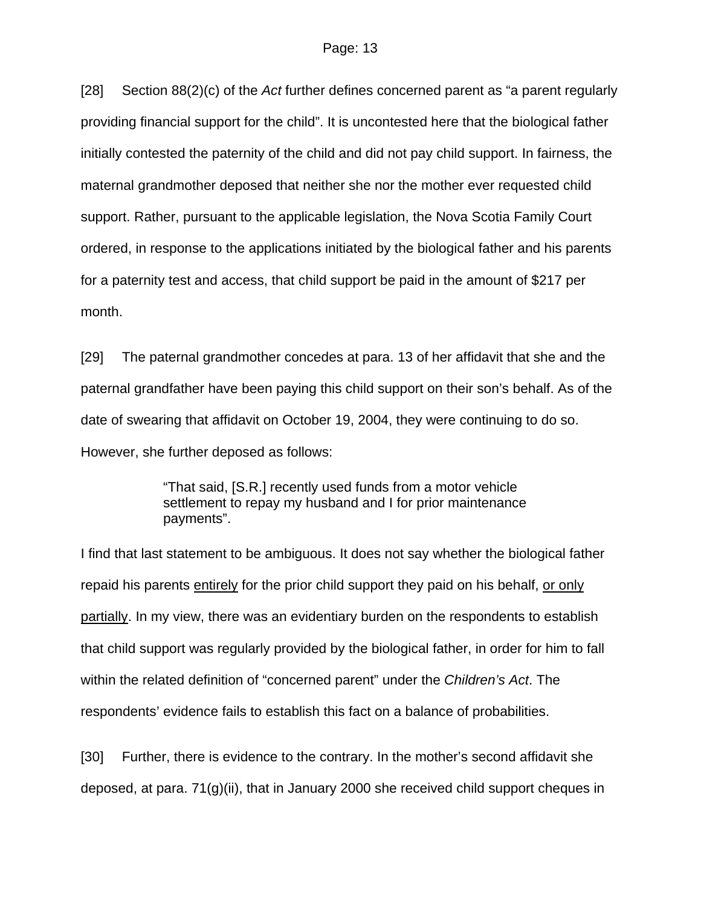[28] Section 88(2)(c) of the *Act* further defines concerned parent as "a parent regularly providing financial support for the child". It is uncontested here that the biological father initially contested the paternity of the child and did not pay child support. In fairness, the maternal grandmother deposed that neither she nor the mother ever requested child support. Rather, pursuant to the applicable legislation, the Nova Scotia Family Court ordered, in response to the applications initiated by the biological father and his parents for a paternity test and access, that child support be paid in the amount of $217 per month.

[29] The paternal grandmother concedes at para. 13 of her affidavit that she and the paternal grandfather have been paying this child support on their son's behalf. As of the date of swearing that affidavit on October 19, 2004, they were continuing to do so. However, she further deposed as follows:

> "That said, [S.R.] recently used funds from a motor vehicle settlement to repay my husband and I for prior maintenance payments".

I find that last statement to be ambiguous. It does not say whether the biological father repaid his parents <u>entirely</u> for the prior child support they paid on his behalf, <u>or only partially</u>. In my view, there was an evidentiary burden on the respondents to establish that child support was regularly provided by the biological father, in order for him to fall within the related definition of "concerned parent" under the *Children's Act*. The respondents' evidence fails to establish this fact on a balance of probabilities.

[30] Further, there is evidence to the contrary. In the mother's second affidavit she deposed, at para. 71(g)(ii), that in January 2000 she received child support cheques in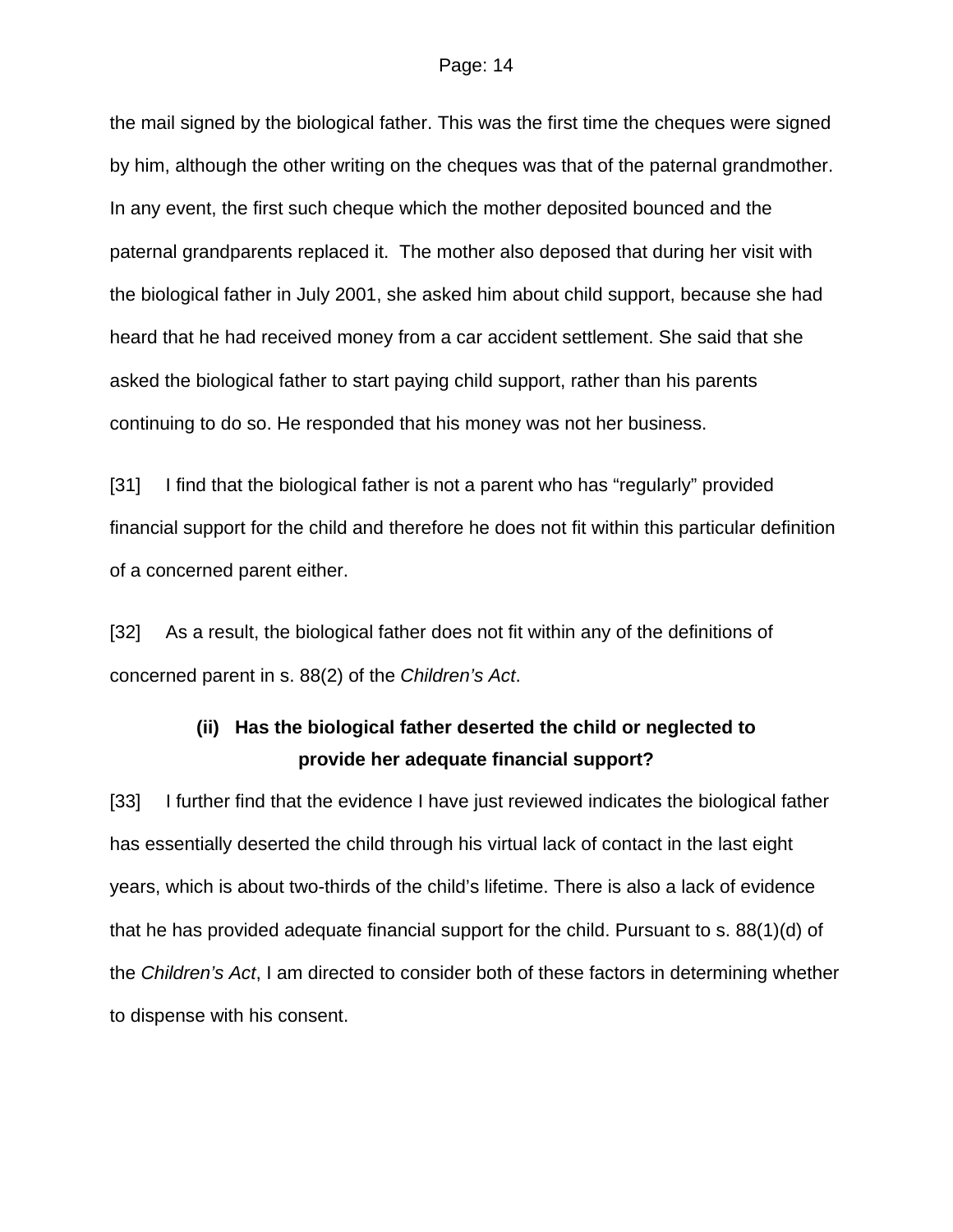the mail signed by the biological father. This was the first time the cheques were signed by him, although the other writing on the cheques was that of the paternal grandmother. In any event, the first such cheque which the mother deposited bounced and the paternal grandparents replaced it. The mother also deposed that during her visit with the biological father in July 2001, she asked him about child support, because she had heard that he had received money from a car accident settlement. She said that she asked the biological father to start paying child support, rather than his parents continuing to do so. He responded that his money was not her business.

[31] I find that the biological father is not a parent who has "regularly" provided financial support for the child and therefore he does not fit within this particular definition of a concerned parent either.

[32] As a result, the biological father does not fit within any of the definitions of concerned parent in s. 88(2) of the *Children's Act*.

### (ii) Has the biological father deserted the child or neglected to provide her adequate financial support?

[33] I further find that the evidence I have just reviewed indicates the biological father has essentially deserted the child through his virtual lack of contact in the last eight years, which is about two-thirds of the child's lifetime. There is also a lack of evidence that he has provided adequate financial support for the child. Pursuant to s. 88(1)(d) of the *Children's Act*, I am directed to consider both of these factors in determining whether to dispense with his consent.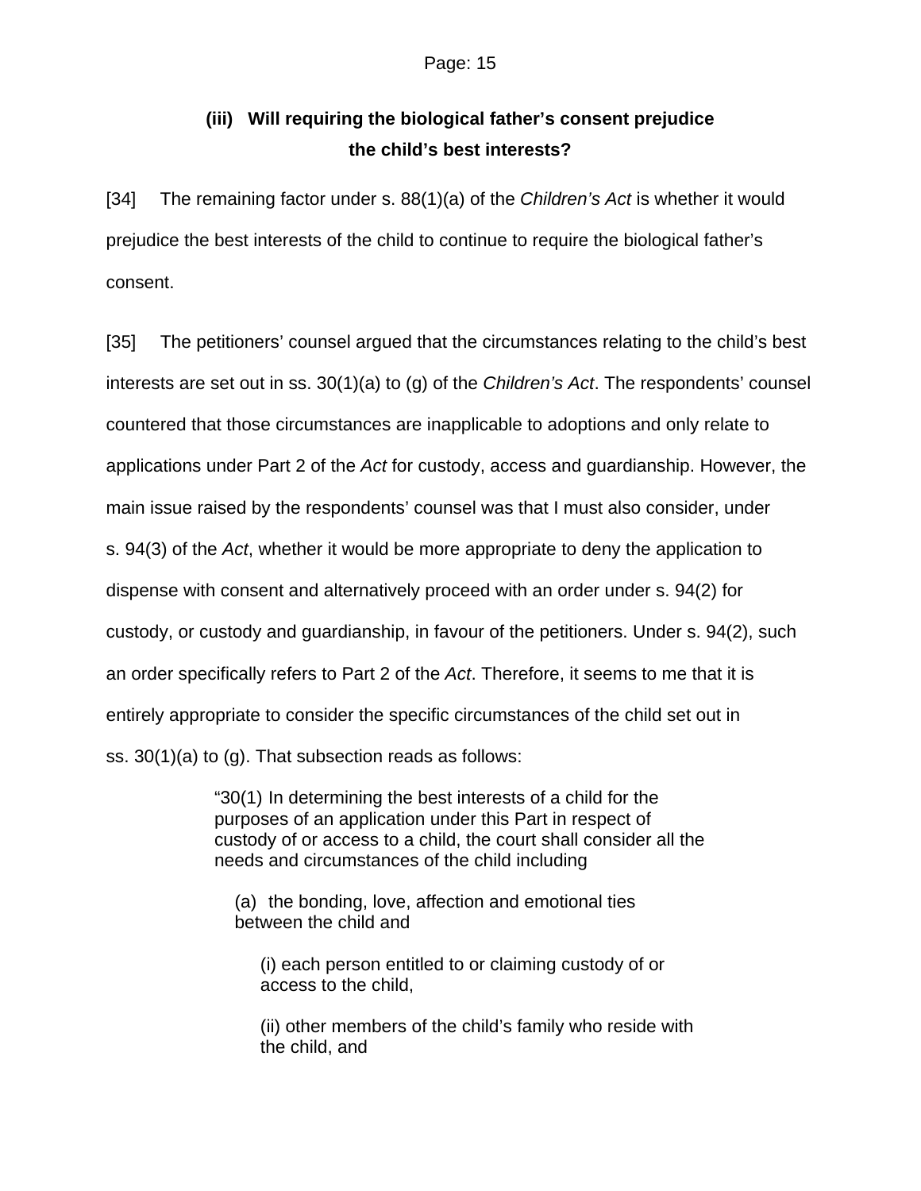### (iii) Will requiring the biological father's consent prejudice the child's best interests?

[34] The remaining factor under s. 88(1)(a) of the *Children's Act* is whether it would prejudice the best interests of the child to continue to require the biological father's consent.

[35] The petitioners' counsel argued that the circumstances relating to the child's best interests are set out in ss. 30(1)(a) to (g) of the *Children's Act*. The respondents' counsel countered that those circumstances are inapplicable to adoptions and only relate to applications under Part 2 of the *Act* for custody, access and guardianship. However, the main issue raised by the respondents' counsel was that I must also consider, under s. 94(3) of the *Act*, whether it would be more appropriate to deny the application to dispense with consent and alternatively proceed with an order under s. 94(2) for custody, or custody and guardianship, in favour of the petitioners. Under s. 94(2), such an order specifically refers to Part 2 of the *Act*. Therefore, it seems to me that it is entirely appropriate to consider the specific circumstances of the child set out in ss. 30(1)(a) to (g). That subsection reads as follows:

> "30(1) In determining the best interests of a child for the purposes of an application under this Part in respect of custody of or access to a child, the court shall consider all the needs and circumstances of the child including
>
> (a) the bonding, love, affection and emotional ties between the child and
>
> (i) each person entitled to or claiming custody of or access to the child,
>
> (ii) other members of the child's family who reside with the child, and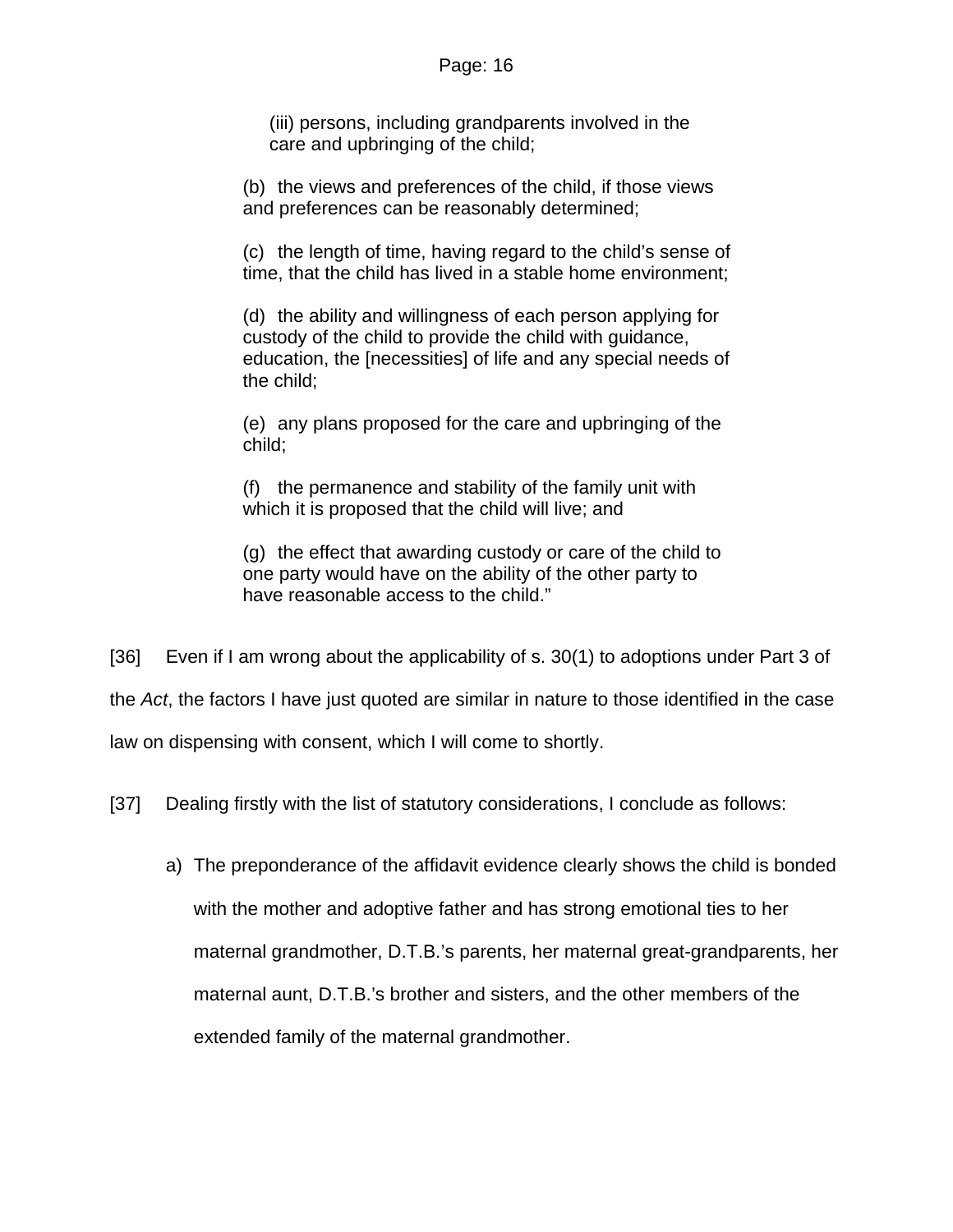> (iii) persons, including grandparents involved in the care and upbringing of the child;
>
> (b) the views and preferences of the child, if those views and preferences can be reasonably determined;
>
> (c) the length of time, having regard to the child's sense of time, that the child has lived in a stable home environment;
>
> (d) the ability and willingness of each person applying for custody of the child to provide the child with guidance, education, the [necessities] of life and any special needs of the child;
>
> (e) any plans proposed for the care and upbringing of the child;
>
> (f) the permanence and stability of the family unit with which it is proposed that the child will live; and
>
> (g) the effect that awarding custody or care of the child to one party would have on the ability of the other party to have reasonable access to the child."

[36] Even if I am wrong about the applicability of s. 30(1) to adoptions under Part 3 of the *Act*, the factors I have just quoted are similar in nature to those identified in the case law on dispensing with consent, which I will come to shortly.

[37] Dealing firstly with the list of statutory considerations, I conclude as follows:

a) The preponderance of the affidavit evidence clearly shows the child is bonded with the mother and adoptive father and has strong emotional ties to her maternal grandmother, D.T.B.'s parents, her maternal great-grandparents, her maternal aunt, D.T.B.'s brother and sisters, and the other members of the extended family of the maternal grandmother.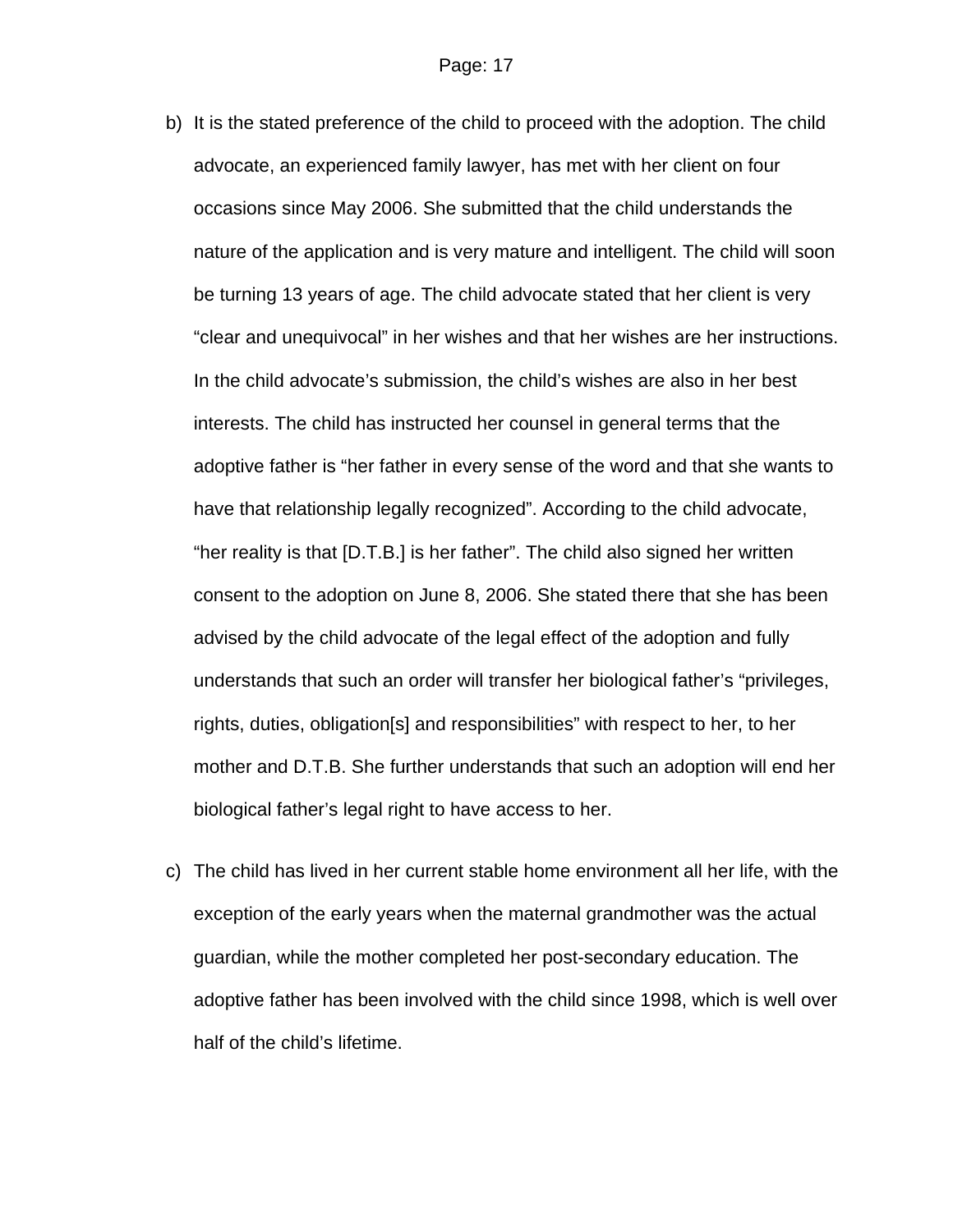b) It is the stated preference of the child to proceed with the adoption. The child advocate, an experienced family lawyer, has met with her client on four occasions since May 2006. She submitted that the child understands the nature of the application and is very mature and intelligent. The child will soon be turning 13 years of age. The child advocate stated that her client is very "clear and unequivocal" in her wishes and that her wishes are her instructions. In the child advocate's submission, the child's wishes are also in her best interests. The child has instructed her counsel in general terms that the adoptive father is "her father in every sense of the word and that she wants to have that relationship legally recognized". According to the child advocate, "her reality is that [D.T.B.] is her father". The child also signed her written consent to the adoption on June 8, 2006. She stated there that she has been advised by the child advocate of the legal effect of the adoption and fully understands that such an order will transfer her biological father's "privileges, rights, duties, obligation[s] and responsibilities" with respect to her, to her mother and D.T.B. She further understands that such an adoption will end her biological father's legal right to have access to her.

c) The child has lived in her current stable home environment all her life, with the exception of the early years when the maternal grandmother was the actual guardian, while the mother completed her post-secondary education. The adoptive father has been involved with the child since 1998, which is well over half of the child's lifetime.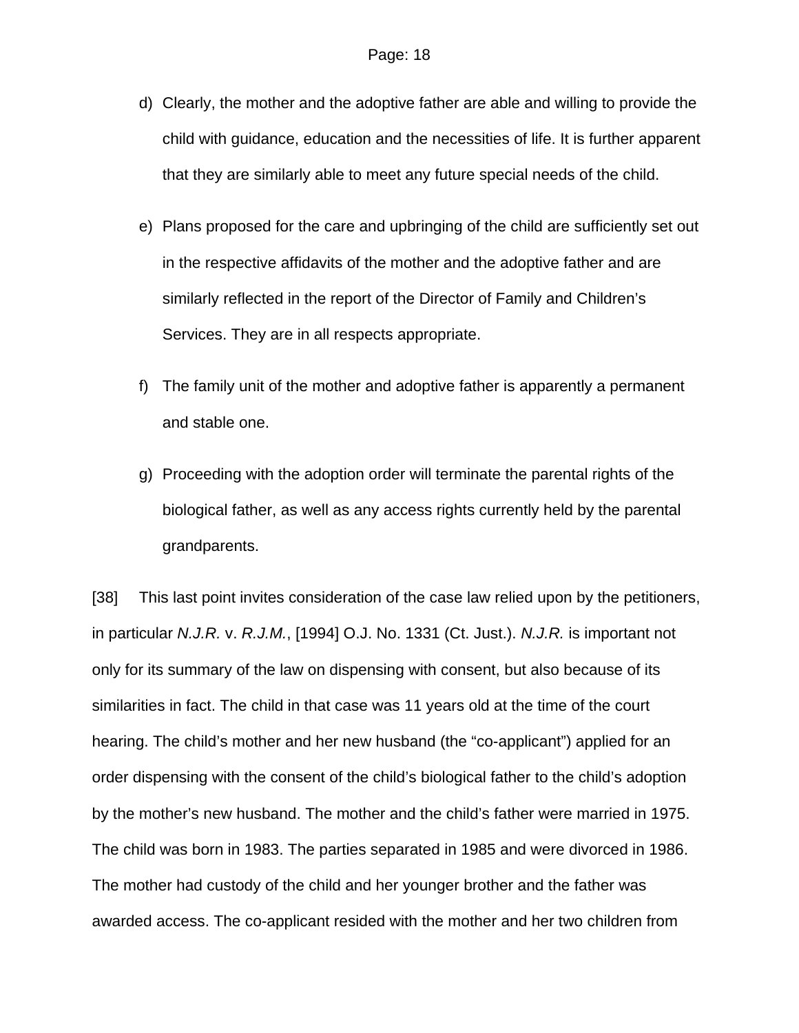d) Clearly, the mother and the adoptive father are able and willing to provide the child with guidance, education and the necessities of life. It is further apparent that they are similarly able to meet any future special needs of the child.

e) Plans proposed for the care and upbringing of the child are sufficiently set out in the respective affidavits of the mother and the adoptive father and are similarly reflected in the report of the Director of Family and Children's Services. They are in all respects appropriate.

f) The family unit of the mother and adoptive father is apparently a permanent and stable one.

g) Proceeding with the adoption order will terminate the parental rights of the biological father, as well as any access rights currently held by the parental grandparents.

[38] This last point invites consideration of the case law relied upon by the petitioners, in particular *N.J.R.* v. *R.J.M.*, [1994] O.J. No. 1331 (Ct. Just.). *N.J.R.* is important not only for its summary of the law on dispensing with consent, but also because of its similarities in fact. The child in that case was 11 years old at the time of the court hearing. The child's mother and her new husband (the "co-applicant") applied for an order dispensing with the consent of the child's biological father to the child's adoption by the mother's new husband. The mother and the child's father were married in 1975. The child was born in 1983. The parties separated in 1985 and were divorced in 1986. The mother had custody of the child and her younger brother and the father was awarded access. The co-applicant resided with the mother and her two children from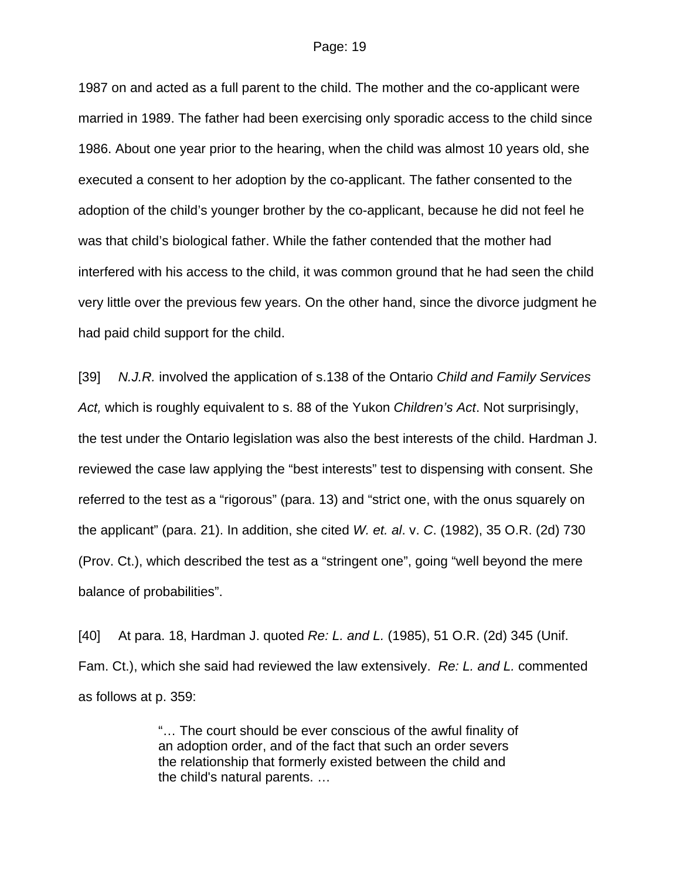1987 on and acted as a full parent to the child. The mother and the co-applicant were married in 1989. The father had been exercising only sporadic access to the child since 1986. About one year prior to the hearing, when the child was almost 10 years old, she executed a consent to her adoption by the co-applicant. The father consented to the adoption of the child's younger brother by the co-applicant, because he did not feel he was that child's biological father. While the father contended that the mother had interfered with his access to the child, it was common ground that he had seen the child very little over the previous few years. On the other hand, since the divorce judgment he had paid child support for the child.

[39] *N.J.R.* involved the application of s.138 of the Ontario *Child and Family Services Act,* which is roughly equivalent to s. 88 of the Yukon *Children's Act*. Not surprisingly, the test under the Ontario legislation was also the best interests of the child. Hardman J. reviewed the case law applying the "best interests" test to dispensing with consent. She referred to the test as a "rigorous" (para. 13) and "strict one, with the onus squarely on the applicant" (para. 21). In addition, she cited *W. et. al*. v. *C*. (1982), 35 O.R. (2d) 730 (Prov. Ct.), which described the test as a "stringent one", going "well beyond the mere balance of probabilities".

[40] At para. 18, Hardman J. quoted *Re: L. and L.* (1985), 51 O.R. (2d) 345 (Unif. Fam. Ct.), which she said had reviewed the law extensively. *Re: L. and L.* commented as follows at p. 359:

> "… The court should be ever conscious of the awful finality of an adoption order, and of the fact that such an order severs the relationship that formerly existed between the child and the child's natural parents. …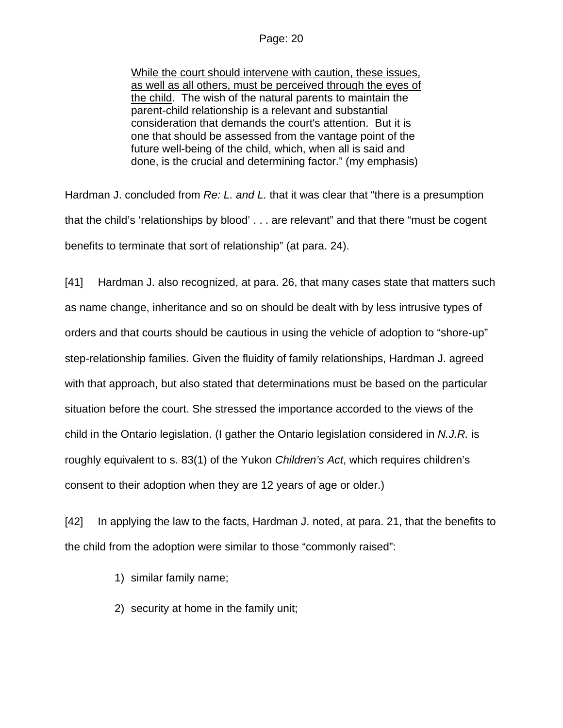> <u>While the court should intervene with caution, these issues, as well as all others, must be perceived through the eyes of the child</u>. The wish of the natural parents to maintain the parent-child relationship is a relevant and substantial consideration that demands the court's attention. But it is one that should be assessed from the vantage point of the future well-being of the child, which, when all is said and done, is the crucial and determining factor." (my emphasis)

Hardman J. concluded from *Re: L. and L.* that it was clear that "there is a presumption that the child's 'relationships by blood' . . . are relevant" and that there "must be cogent benefits to terminate that sort of relationship" (at para. 24).

[41] Hardman J. also recognized, at para. 26, that many cases state that matters such as name change, inheritance and so on should be dealt with by less intrusive types of orders and that courts should be cautious in using the vehicle of adoption to "shore-up" step-relationship families. Given the fluidity of family relationships, Hardman J. agreed with that approach, but also stated that determinations must be based on the particular situation before the court. She stressed the importance accorded to the views of the child in the Ontario legislation. (I gather the Ontario legislation considered in *N.J.R.* is roughly equivalent to s. 83(1) of the Yukon *Children's Act*, which requires children's consent to their adoption when they are 12 years of age or older.)

[42] In applying the law to the facts, Hardman J. noted, at para. 21, that the benefits to the child from the adoption were similar to those "commonly raised":

1) similar family name;
2) security at home in the family unit;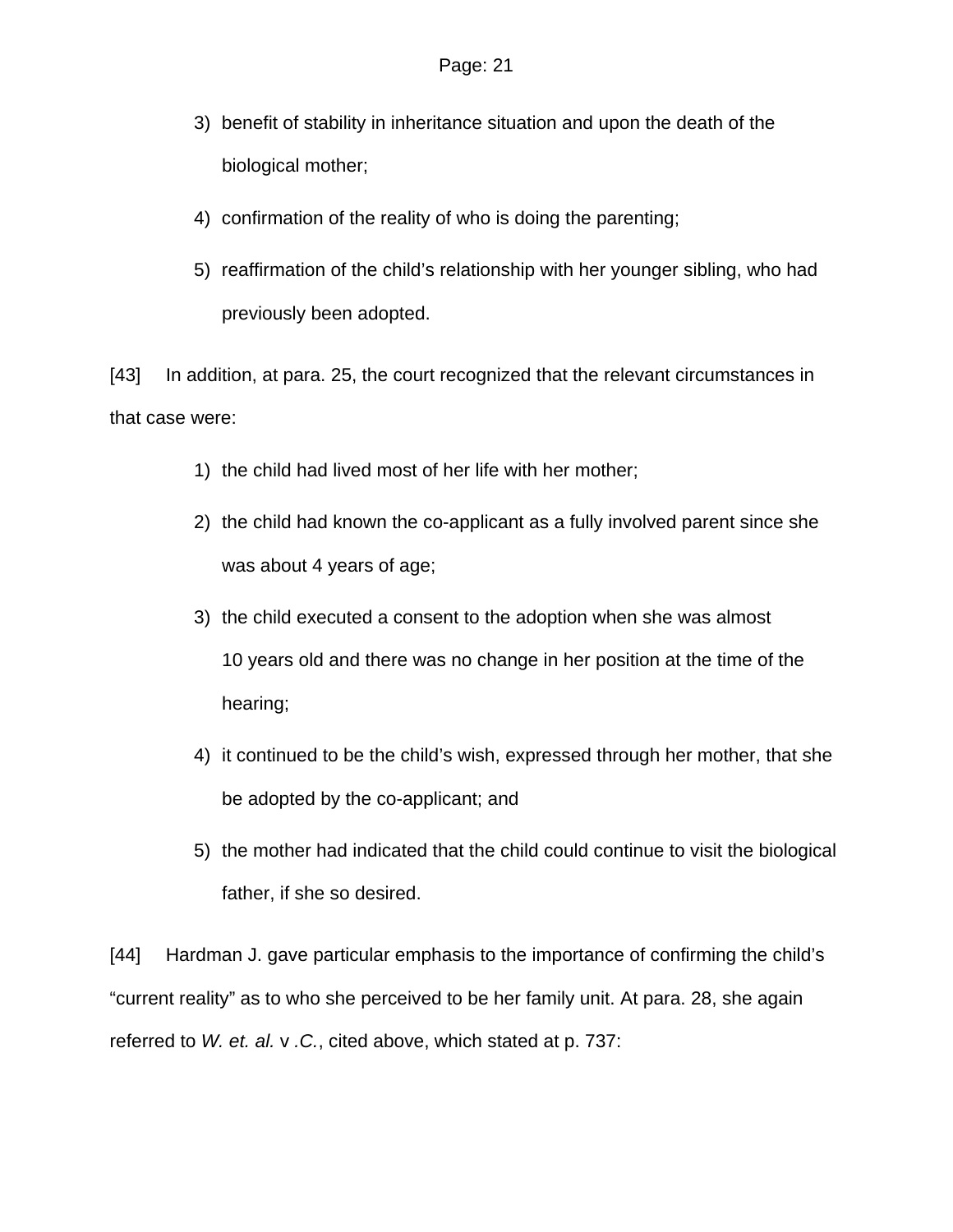3) benefit of stability in inheritance situation and upon the death of the biological mother;

4) confirmation of the reality of who is doing the parenting;

5) reaffirmation of the child's relationship with her younger sibling, who had previously been adopted.

[43] In addition, at para. 25, the court recognized that the relevant circumstances in that case were:

1) the child had lived most of her life with her mother;

2) the child had known the co-applicant as a fully involved parent since she was about 4 years of age;

3) the child executed a consent to the adoption when she was almost 10 years old and there was no change in her position at the time of the hearing;

4) it continued to be the child's wish, expressed through her mother, that she be adopted by the co-applicant; and

5) the mother had indicated that the child could continue to visit the biological father, if she so desired.

[44] Hardman J. gave particular emphasis to the importance of confirming the child's "current reality" as to who she perceived to be her family unit. At para. 28, she again referred to *W. et. al.* v *.C.*, cited above, which stated at p. 737: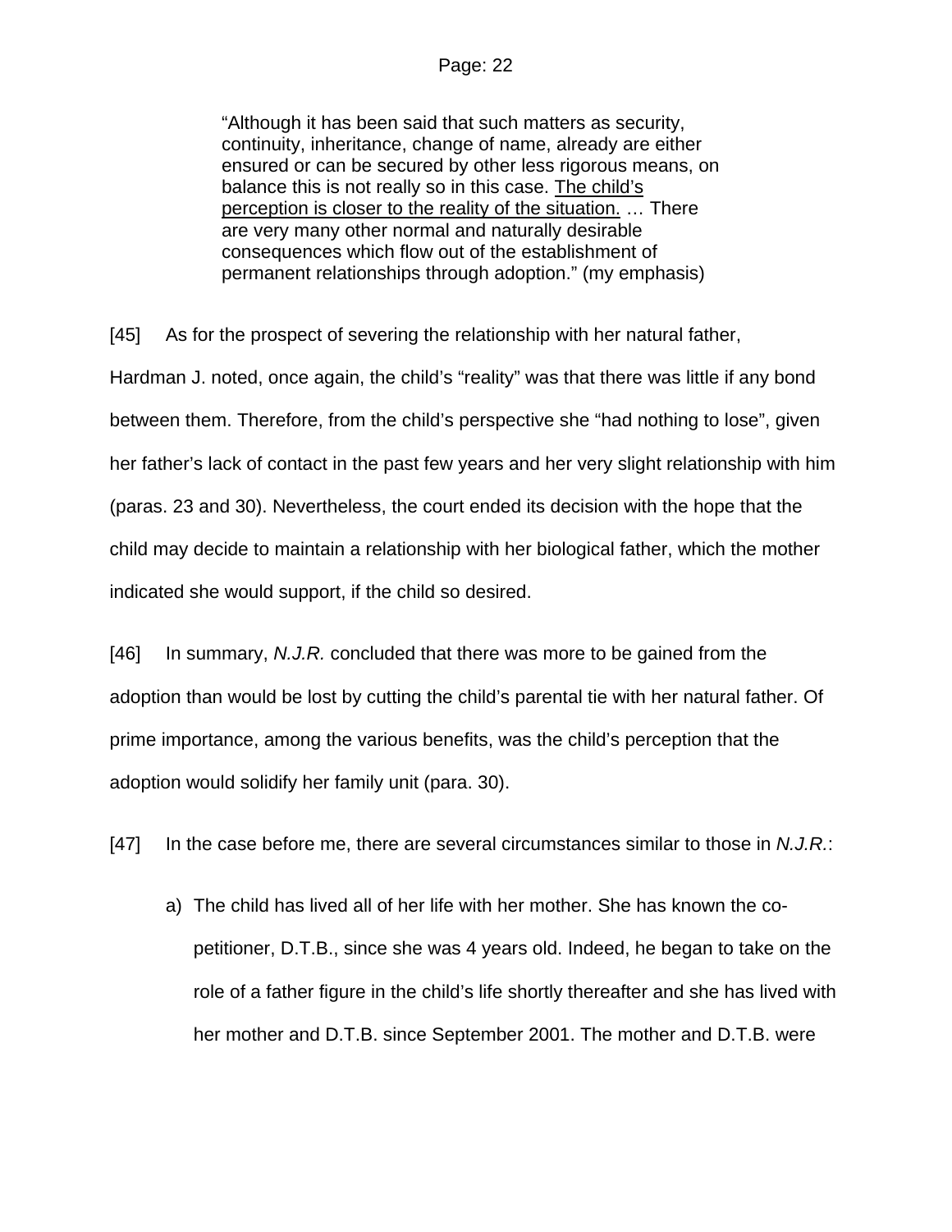> "Although it has been said that such matters as security, continuity, inheritance, change of name, already are either ensured or can be secured by other less rigorous means, on balance this is not really so in this case. <u>The child's perception is closer to the reality of the situation.</u> … There are very many other normal and naturally desirable consequences which flow out of the establishment of permanent relationships through adoption." (my emphasis)

[45] As for the prospect of severing the relationship with her natural father, Hardman J. noted, once again, the child's "reality" was that there was little if any bond between them. Therefore, from the child's perspective she "had nothing to lose", given her father's lack of contact in the past few years and her very slight relationship with him (paras. 23 and 30). Nevertheless, the court ended its decision with the hope that the child may decide to maintain a relationship with her biological father, which the mother indicated she would support, if the child so desired.

[46] In summary, *N.J.R.* concluded that there was more to be gained from the adoption than would be lost by cutting the child's parental tie with her natural father. Of prime importance, among the various benefits, was the child's perception that the adoption would solidify her family unit (para. 30).

[47] In the case before me, there are several circumstances similar to those in *N.J.R.*:

a) The child has lived all of her life with her mother. She has known the co-petitioner, D.T.B., since she was 4 years old. Indeed, he began to take on the role of a father figure in the child's life shortly thereafter and she has lived with her mother and D.T.B. since September 2001. The mother and D.T.B. were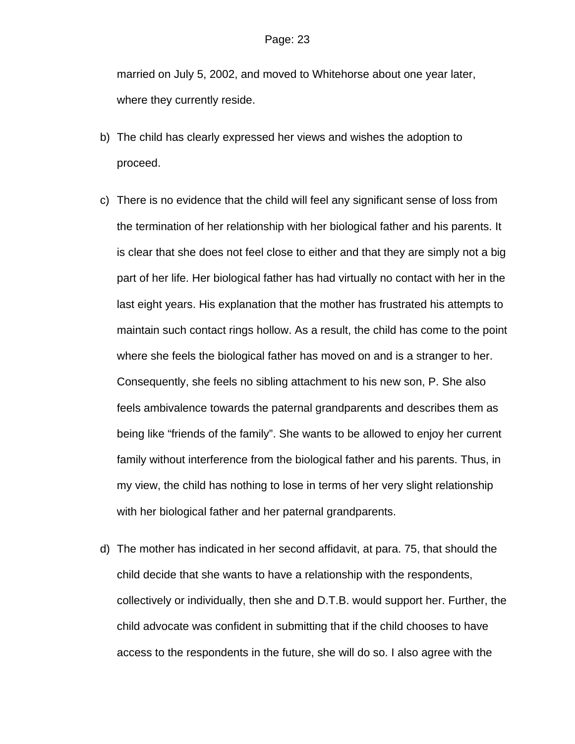married on July 5, 2002, and moved to Whitehorse about one year later, where they currently reside.

b) The child has clearly expressed her views and wishes the adoption to proceed.

c) There is no evidence that the child will feel any significant sense of loss from the termination of her relationship with her biological father and his parents. It is clear that she does not feel close to either and that they are simply not a big part of her life. Her biological father has had virtually no contact with her in the last eight years. His explanation that the mother has frustrated his attempts to maintain such contact rings hollow. As a result, the child has come to the point where she feels the biological father has moved on and is a stranger to her. Consequently, she feels no sibling attachment to his new son, P. She also feels ambivalence towards the paternal grandparents and describes them as being like "friends of the family". She wants to be allowed to enjoy her current family without interference from the biological father and his parents. Thus, in my view, the child has nothing to lose in terms of her very slight relationship with her biological father and her paternal grandparents.

d) The mother has indicated in her second affidavit, at para. 75, that should the child decide that she wants to have a relationship with the respondents, collectively or individually, then she and D.T.B. would support her. Further, the child advocate was confident in submitting that if the child chooses to have access to the respondents in the future, she will do so. I also agree with the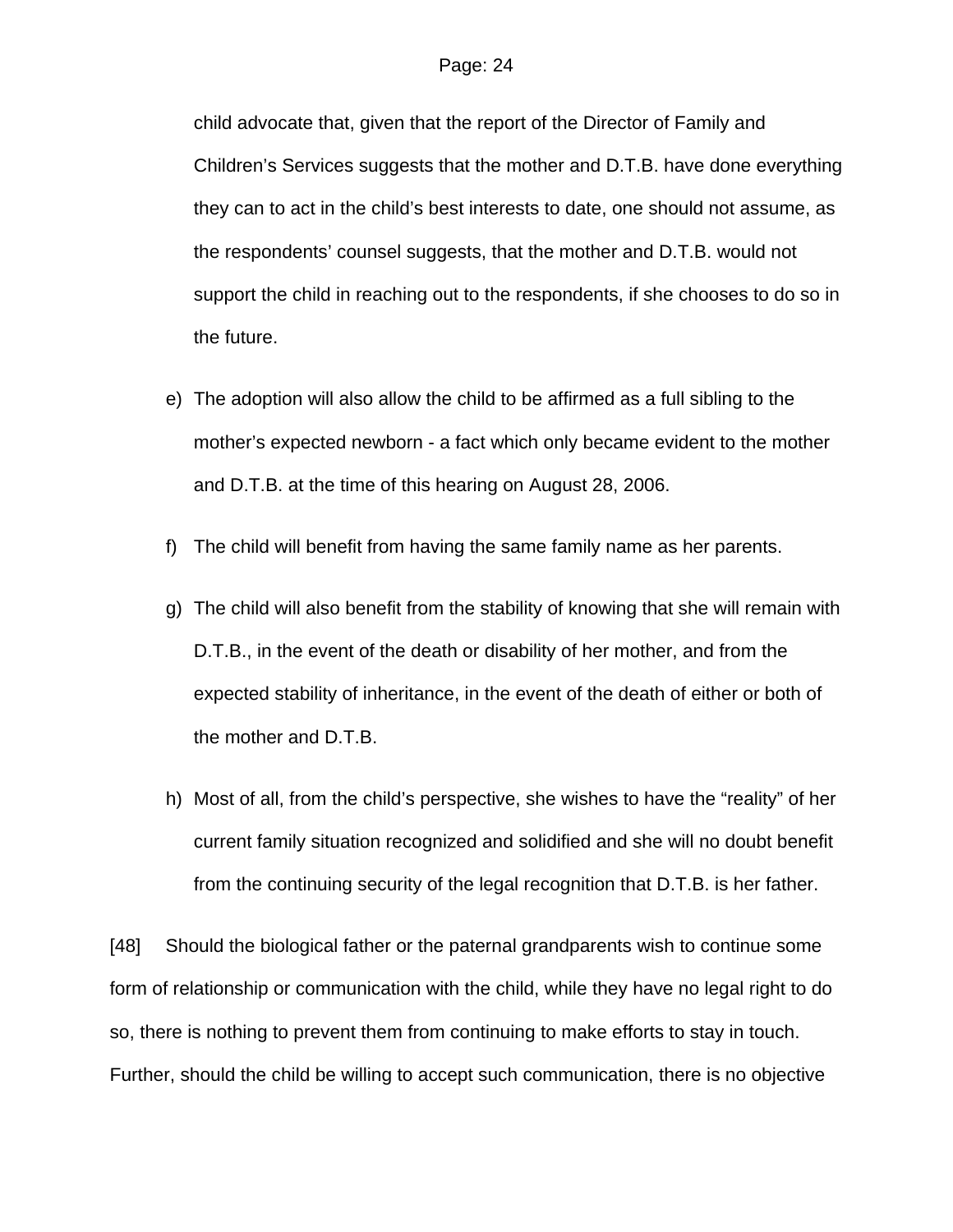child advocate that, given that the report of the Director of Family and Children's Services suggests that the mother and D.T.B. have done everything they can to act in the child's best interests to date, one should not assume, as the respondents' counsel suggests, that the mother and D.T.B. would not support the child in reaching out to the respondents, if she chooses to do so in the future.

e) The adoption will also allow the child to be affirmed as a full sibling to the mother's expected newborn - a fact which only became evident to the mother and D.T.B. at the time of this hearing on August 28, 2006.

f) The child will benefit from having the same family name as her parents.

g) The child will also benefit from the stability of knowing that she will remain with D.T.B., in the event of the death or disability of her mother, and from the expected stability of inheritance, in the event of the death of either or both of the mother and D.T.B.

h) Most of all, from the child's perspective, she wishes to have the "reality" of her current family situation recognized and solidified and she will no doubt benefit from the continuing security of the legal recognition that D.T.B. is her father.

[48] Should the biological father or the paternal grandparents wish to continue some form of relationship or communication with the child, while they have no legal right to do so, there is nothing to prevent them from continuing to make efforts to stay in touch. Further, should the child be willing to accept such communication, there is no objective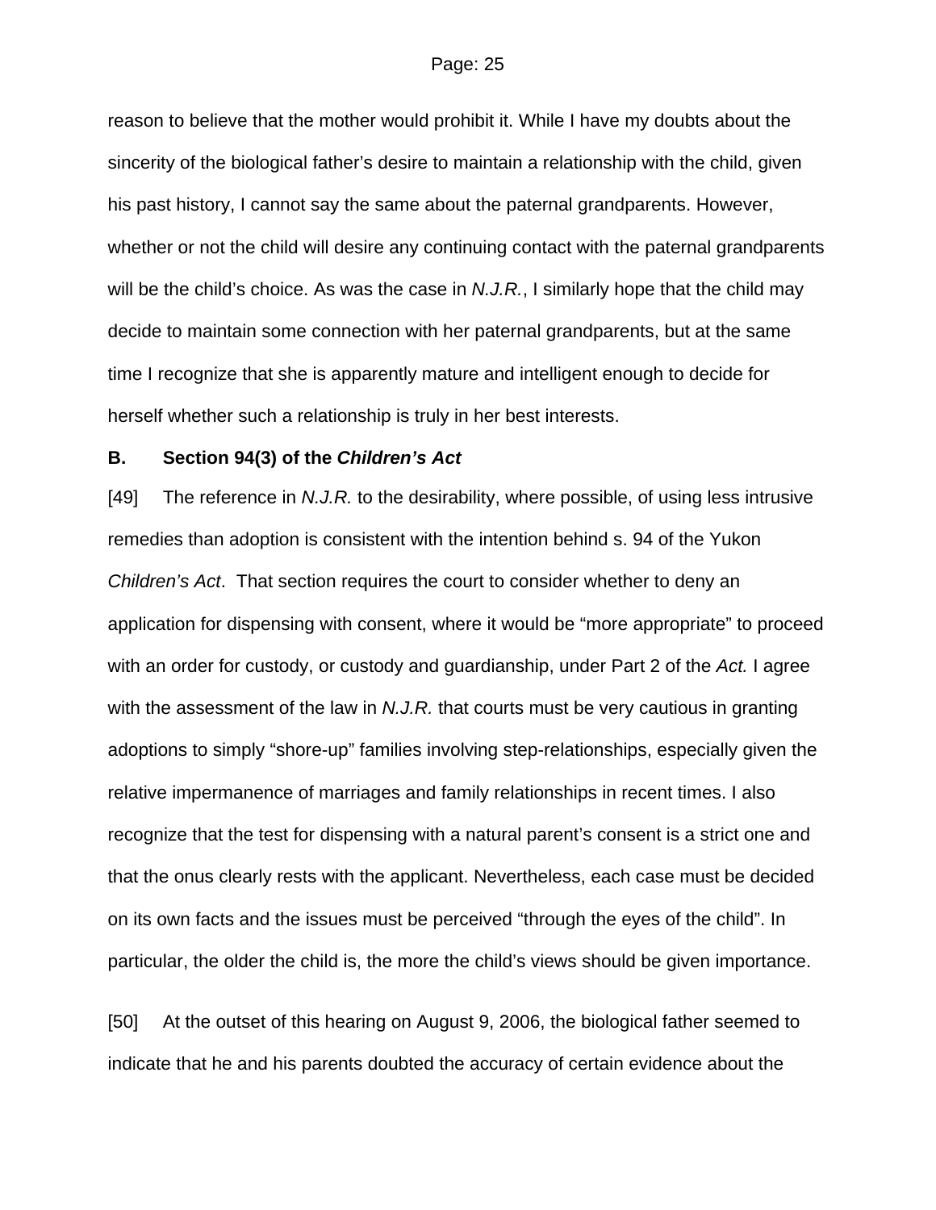reason to believe that the mother would prohibit it. While I have my doubts about the sincerity of the biological father's desire to maintain a relationship with the child, given his past history, I cannot say the same about the paternal grandparents. However, whether or not the child will desire any continuing contact with the paternal grandparents will be the child's choice. As was the case in *N.J.R.*, I similarly hope that the child may decide to maintain some connection with her paternal grandparents, but at the same time I recognize that she is apparently mature and intelligent enough to decide for herself whether such a relationship is truly in her best interests.

### B. Section 94(3) of the *Children's Act*

[49] The reference in *N.J.R.* to the desirability, where possible, of using less intrusive remedies than adoption is consistent with the intention behind s. 94 of the Yukon *Children's Act*. That section requires the court to consider whether to deny an application for dispensing with consent, where it would be "more appropriate" to proceed with an order for custody, or custody and guardianship, under Part 2 of the *Act.* I agree with the assessment of the law in *N.J.R.* that courts must be very cautious in granting adoptions to simply "shore-up" families involving step-relationships, especially given the relative impermanence of marriages and family relationships in recent times. I also recognize that the test for dispensing with a natural parent's consent is a strict one and that the onus clearly rests with the applicant. Nevertheless, each case must be decided on its own facts and the issues must be perceived "through the eyes of the child". In particular, the older the child is, the more the child's views should be given importance.

[50] At the outset of this hearing on August 9, 2006, the biological father seemed to indicate that he and his parents doubted the accuracy of certain evidence about the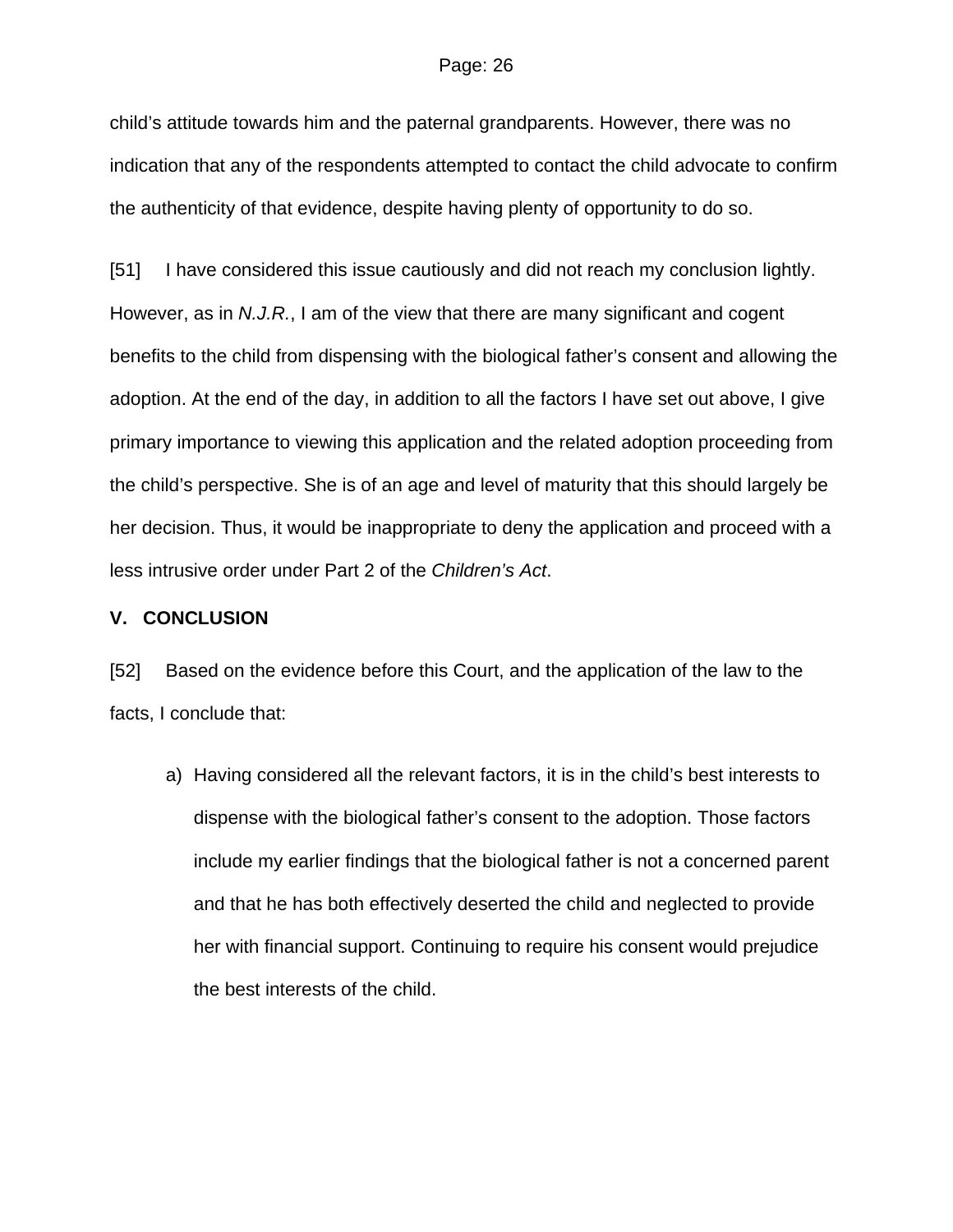child's attitude towards him and the paternal grandparents. However, there was no indication that any of the respondents attempted to contact the child advocate to confirm the authenticity of that evidence, despite having plenty of opportunity to do so.

[51] I have considered this issue cautiously and did not reach my conclusion lightly. However, as in *N.J.R.*, I am of the view that there are many significant and cogent benefits to the child from dispensing with the biological father's consent and allowing the adoption. At the end of the day, in addition to all the factors I have set out above, I give primary importance to viewing this application and the related adoption proceeding from the child's perspective. She is of an age and level of maturity that this should largely be her decision. Thus, it would be inappropriate to deny the application and proceed with a less intrusive order under Part 2 of the *Children's Act*.

## V. CONCLUSION

[52] Based on the evidence before this Court, and the application of the law to the facts, I conclude that:

a) Having considered all the relevant factors, it is in the child's best interests to dispense with the biological father's consent to the adoption. Those factors include my earlier findings that the biological father is not a concerned parent and that he has both effectively deserted the child and neglected to provide her with financial support. Continuing to require his consent would prejudice the best interests of the child.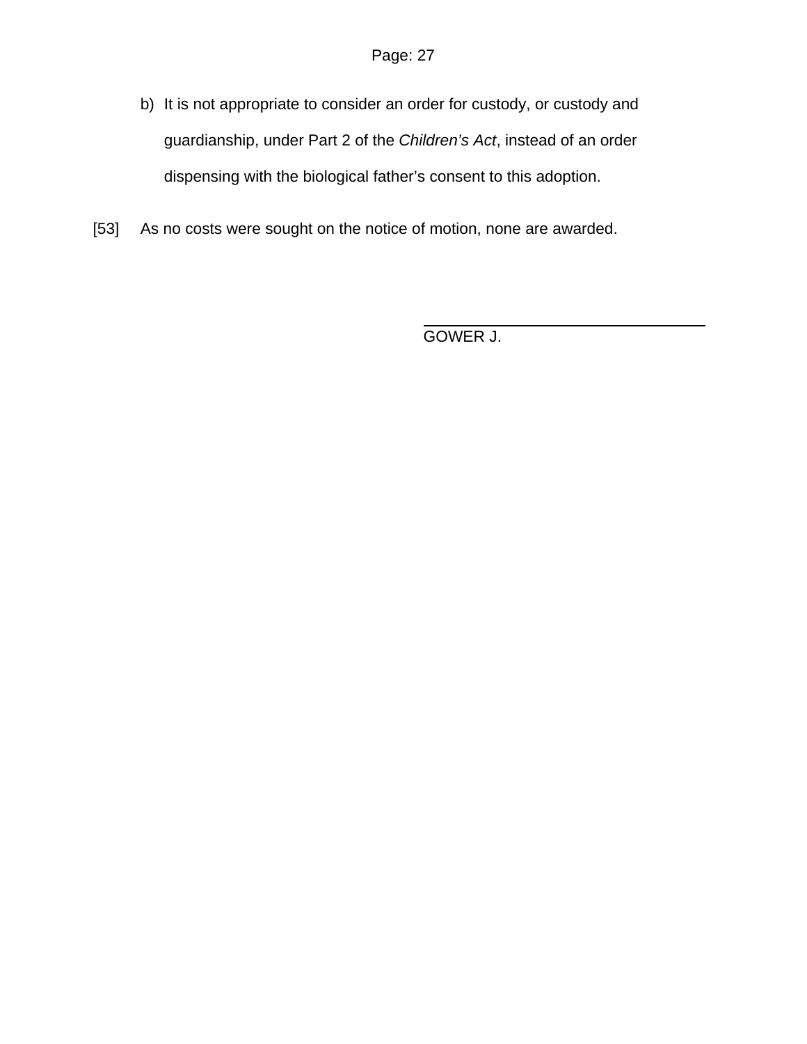b) It is not appropriate to consider an order for custody, or custody and guardianship, under Part 2 of the *Children's Act*, instead of an order dispensing with the biological father's consent to this adoption.

[53] As no costs were sought on the notice of motion, none are awarded.

GOWER J.